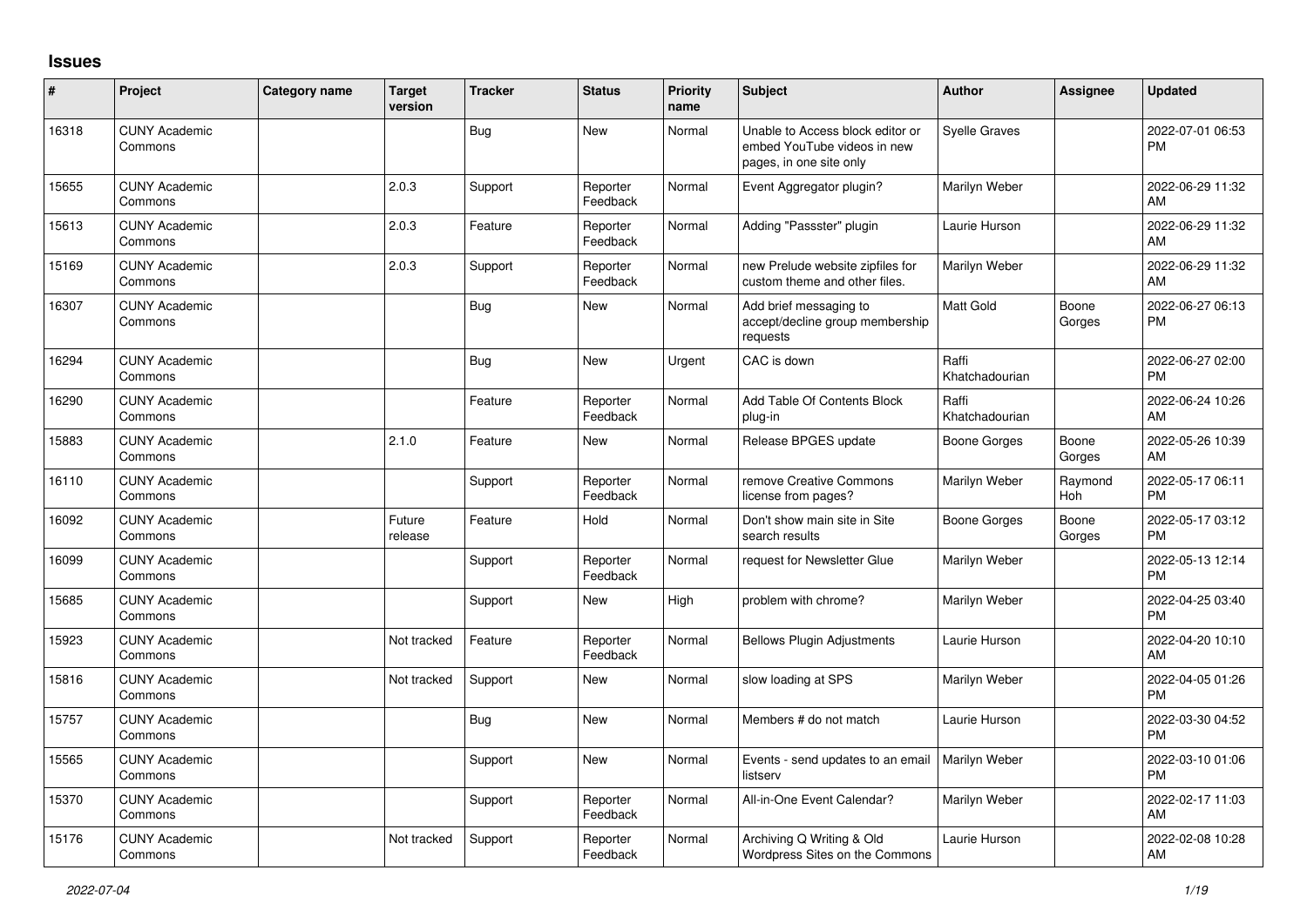# Issues

| # | Project | Category name | Target version | Tracker | Status | Priority name | Subject | Author | Assignee | Updated |
|---|---|---|---|---|---|---|---|---|---|---|
| 16318 | CUNY Academic Commons | | | Bug | New | Normal | Unable to Access block editor or embed YouTube videos in new pages, in one site only | Syelle Graves | | 2022-07-01 06:53 PM |
| 15655 | CUNY Academic Commons | | 2.0.3 | Support | Reporter Feedback | Normal | Event Aggregator plugin? | Marilyn Weber | | 2022-06-29 11:32 AM |
| 15613 | CUNY Academic Commons | | 2.0.3 | Feature | Reporter Feedback | Normal | Adding "Passster" plugin | Laurie Hurson | | 2022-06-29 11:32 AM |
| 15169 | CUNY Academic Commons | | 2.0.3 | Support | Reporter Feedback | Normal | new Prelude website zipfiles for custom theme and other files. | Marilyn Weber | | 2022-06-29 11:32 AM |
| 16307 | CUNY Academic Commons | | | Bug | New | Normal | Add brief messaging to accept/decline group membership requests | Matt Gold | Boone Gorges | 2022-06-27 06:13 PM |
| 16294 | CUNY Academic Commons | | | Bug | New | Urgent | CAC is down | Raffi Khatchadourian | | 2022-06-27 02:00 PM |
| 16290 | CUNY Academic Commons | | | Feature | Reporter Feedback | Normal | Add Table Of Contents Block plug-in | Raffi Khatchadourian | | 2022-06-24 10:26 AM |
| 15883 | CUNY Academic Commons | | 2.1.0 | Feature | New | Normal | Release BPGES update | Boone Gorges | Boone Gorges | 2022-05-26 10:39 AM |
| 16110 | CUNY Academic Commons | | | Support | Reporter Feedback | Normal | remove Creative Commons license from pages? | Marilyn Weber | Raymond Hoh | 2022-05-17 06:11 PM |
| 16092 | CUNY Academic Commons | | Future release | Feature | Hold | Normal | Don't show main site in Site search results | Boone Gorges | Boone Gorges | 2022-05-17 03:12 PM |
| 16099 | CUNY Academic Commons | | | Support | Reporter Feedback | Normal | request for Newsletter Glue | Marilyn Weber | | 2022-05-13 12:14 PM |
| 15685 | CUNY Academic Commons | | | Support | New | High | problem with chrome? | Marilyn Weber | | 2022-04-25 03:40 PM |
| 15923 | CUNY Academic Commons | | Not tracked | Feature | Reporter Feedback | Normal | Bellows Plugin Adjustments | Laurie Hurson | | 2022-04-20 10:10 AM |
| 15816 | CUNY Academic Commons | | Not tracked | Support | New | Normal | slow loading at SPS | Marilyn Weber | | 2022-04-05 01:26 PM |
| 15757 | CUNY Academic Commons | | | Bug | New | Normal | Members # do not match | Laurie Hurson | | 2022-03-30 04:52 PM |
| 15565 | CUNY Academic Commons | | | Support | New | Normal | Events - send updates to an email listserv | Marilyn Weber | | 2022-03-10 01:06 PM |
| 15370 | CUNY Academic Commons | | | Support | Reporter Feedback | Normal | All-in-One Event Calendar? | Marilyn Weber | | 2022-02-17 11:03 AM |
| 15176 | CUNY Academic Commons | | Not tracked | Support | Reporter Feedback | Normal | Archiving Q Writing & Old Wordpress Sites on the Commons | Laurie Hurson | | 2022-02-08 10:28 AM |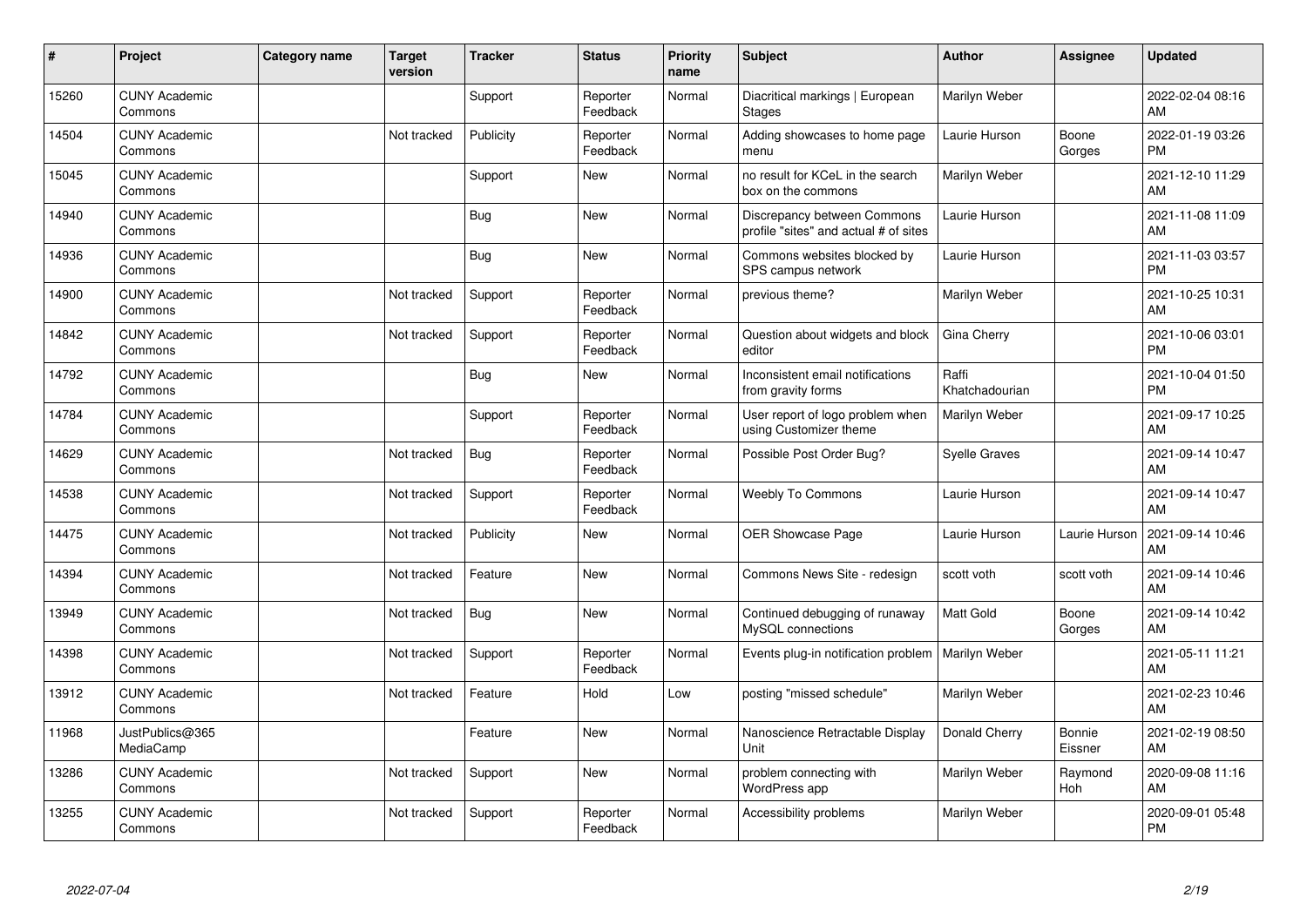| # | Project | Category name | Target version | Tracker | Status | Priority name | Subject | Author | Assignee | Updated |
|---|---|---|---|---|---|---|---|---|---|---|
| 15260 | CUNY Academic Commons | | | Support | Reporter Feedback | Normal | Diacritical markings \| European Stages | Marilyn Weber | | 2022-02-04 08:16 AM |
| 14504 | CUNY Academic Commons | | Not tracked | Publicity | Reporter Feedback | Normal | Adding showcases to home page menu | Laurie Hurson | Boone Gorges | 2022-01-19 03:26 PM |
| 15045 | CUNY Academic Commons | | | Support | New | Normal | no result for KCeL in the search box on the commons | Marilyn Weber | | 2021-12-10 11:29 AM |
| 14940 | CUNY Academic Commons | | | Bug | New | Normal | Discrepancy between Commons profile "sites" and actual # of sites | Laurie Hurson | | 2021-11-08 11:09 AM |
| 14936 | CUNY Academic Commons | | | Bug | New | Normal | Commons websites blocked by SPS campus network | Laurie Hurson | | 2021-11-03 03:57 PM |
| 14900 | CUNY Academic Commons | | Not tracked | Support | Reporter Feedback | Normal | previous theme? | Marilyn Weber | | 2021-10-25 10:31 AM |
| 14842 | CUNY Academic Commons | | Not tracked | Support | Reporter Feedback | Normal | Question about widgets and block editor | Gina Cherry | | 2021-10-06 03:01 PM |
| 14792 | CUNY Academic Commons | | | Bug | New | Normal | Inconsistent email notifications from gravity forms | Raffi Khatchadourian | | 2021-10-04 01:50 PM |
| 14784 | CUNY Academic Commons | | | Support | Reporter Feedback | Normal | User report of logo problem when using Customizer theme | Marilyn Weber | | 2021-09-17 10:25 AM |
| 14629 | CUNY Academic Commons | | Not tracked | Bug | Reporter Feedback | Normal | Possible Post Order Bug? | Syelle Graves | | 2021-09-14 10:47 AM |
| 14538 | CUNY Academic Commons | | Not tracked | Support | Reporter Feedback | Normal | Weebly To Commons | Laurie Hurson | | 2021-09-14 10:47 AM |
| 14475 | CUNY Academic Commons | | Not tracked | Publicity | New | Normal | OER Showcase Page | Laurie Hurson | Laurie Hurson | 2021-09-14 10:46 AM |
| 14394 | CUNY Academic Commons | | Not tracked | Feature | New | Normal | Commons News Site - redesign | scott voth | scott voth | 2021-09-14 10:46 AM |
| 13949 | CUNY Academic Commons | | Not tracked | Bug | New | Normal | Continued debugging of runaway MySQL connections | Matt Gold | Boone Gorges | 2021-09-14 10:42 AM |
| 14398 | CUNY Academic Commons | | Not tracked | Support | Reporter Feedback | Normal | Events plug-in notification problem | Marilyn Weber | | 2021-05-11 11:21 AM |
| 13912 | CUNY Academic Commons | | Not tracked | Feature | Hold | Low | posting "missed schedule" | Marilyn Weber | | 2021-02-23 10:46 AM |
| 11968 | JustPublics@365 MediaCamp | | | Feature | New | Normal | Nanoscience Retractable Display Unit | Donald Cherry | Bonnie Eissner | 2021-02-19 08:50 AM |
| 13286 | CUNY Academic Commons | | Not tracked | Support | New | Normal | problem connecting with WordPress app | Marilyn Weber | Raymond Hoh | 2020-09-08 11:16 AM |
| 13255 | CUNY Academic Commons | | Not tracked | Support | Reporter Feedback | Normal | Accessibility problems | Marilyn Weber | | 2020-09-01 05:48 PM |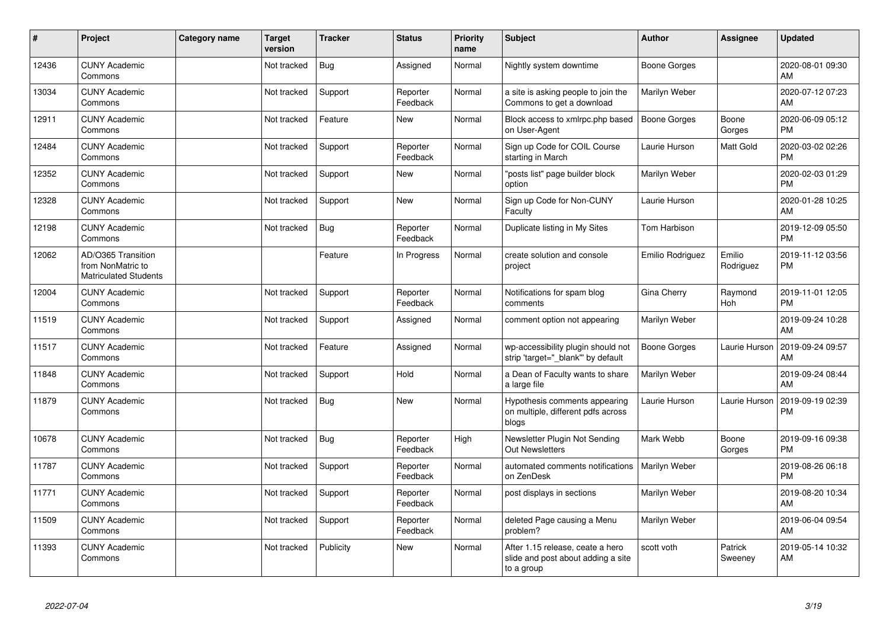| # | Project | Category name | Target version | Tracker | Status | Priority name | Subject | Author | Assignee | Updated |
|---|---|---|---|---|---|---|---|---|---|---|
| 12436 | CUNY Academic Commons | | Not tracked | Bug | Assigned | Normal | Nightly system downtime | Boone Gorges | | 2020-08-01 09:30 AM |
| 13034 | CUNY Academic Commons | | Not tracked | Support | Reporter Feedback | Normal | a site is asking people to join the Commons to get a download | Marilyn Weber | | 2020-07-12 07:23 AM |
| 12911 | CUNY Academic Commons | | Not tracked | Feature | New | Normal | Block access to xmlrpc.php based on User-Agent | Boone Gorges | Boone Gorges | 2020-06-09 05:12 PM |
| 12484 | CUNY Academic Commons | | Not tracked | Support | Reporter Feedback | Normal | Sign up Code for COIL Course starting in March | Laurie Hurson | Matt Gold | 2020-03-02 02:26 PM |
| 12352 | CUNY Academic Commons | | Not tracked | Support | New | Normal | "posts list" page builder block option | Marilyn Weber | | 2020-02-03 01:29 PM |
| 12328 | CUNY Academic Commons | | Not tracked | Support | New | Normal | Sign up Code for Non-CUNY Faculty | Laurie Hurson | | 2020-01-28 10:25 AM |
| 12198 | CUNY Academic Commons | | Not tracked | Bug | Reporter Feedback | Normal | Duplicate listing in My Sites | Tom Harbison | | 2019-12-09 05:50 PM |
| 12062 | AD/O365 Transition from NonMatric to Matriculated Students | | | Feature | In Progress | Normal | create solution and console project | Emilio Rodriguez | Emilio Rodriguez | 2019-11-12 03:56 PM |
| 12004 | CUNY Academic Commons | | Not tracked | Support | Reporter Feedback | Normal | Notifications for spam blog comments | Gina Cherry | Raymond Hoh | 2019-11-01 12:05 PM |
| 11519 | CUNY Academic Commons | | Not tracked | Support | Assigned | Normal | comment option not appearing | Marilyn Weber | | 2019-09-24 10:28 AM |
| 11517 | CUNY Academic Commons | | Not tracked | Feature | Assigned | Normal | wp-accessibility plugin should not strip 'target="_blank"' by default | Boone Gorges | Laurie Hurson | 2019-09-24 09:57 AM |
| 11848 | CUNY Academic Commons | | Not tracked | Support | Hold | Normal | a Dean of Faculty wants to share a large file | Marilyn Weber | | 2019-09-24 08:44 AM |
| 11879 | CUNY Academic Commons | | Not tracked | Bug | New | Normal | Hypothesis comments appearing on multiple, different pdfs across blogs | Laurie Hurson | Laurie Hurson | 2019-09-19 02:39 PM |
| 10678 | CUNY Academic Commons | | Not tracked | Bug | Reporter Feedback | High | Newsletter Plugin Not Sending Out Newsletters | Mark Webb | Boone Gorges | 2019-09-16 09:38 PM |
| 11787 | CUNY Academic Commons | | Not tracked | Support | Reporter Feedback | Normal | automated comments notifications on ZenDesk | Marilyn Weber | | 2019-08-26 06:18 PM |
| 11771 | CUNY Academic Commons | | Not tracked | Support | Reporter Feedback | Normal | post displays in sections | Marilyn Weber | | 2019-08-20 10:34 AM |
| 11509 | CUNY Academic Commons | | Not tracked | Support | Reporter Feedback | Normal | deleted Page causing a Menu problem? | Marilyn Weber | | 2019-06-04 09:54 AM |
| 11393 | CUNY Academic Commons | | Not tracked | Publicity | New | Normal | After 1.15 release, ceate a hero slide and post about adding a site to a group | scott voth | Patrick Sweeney | 2019-05-14 10:32 AM |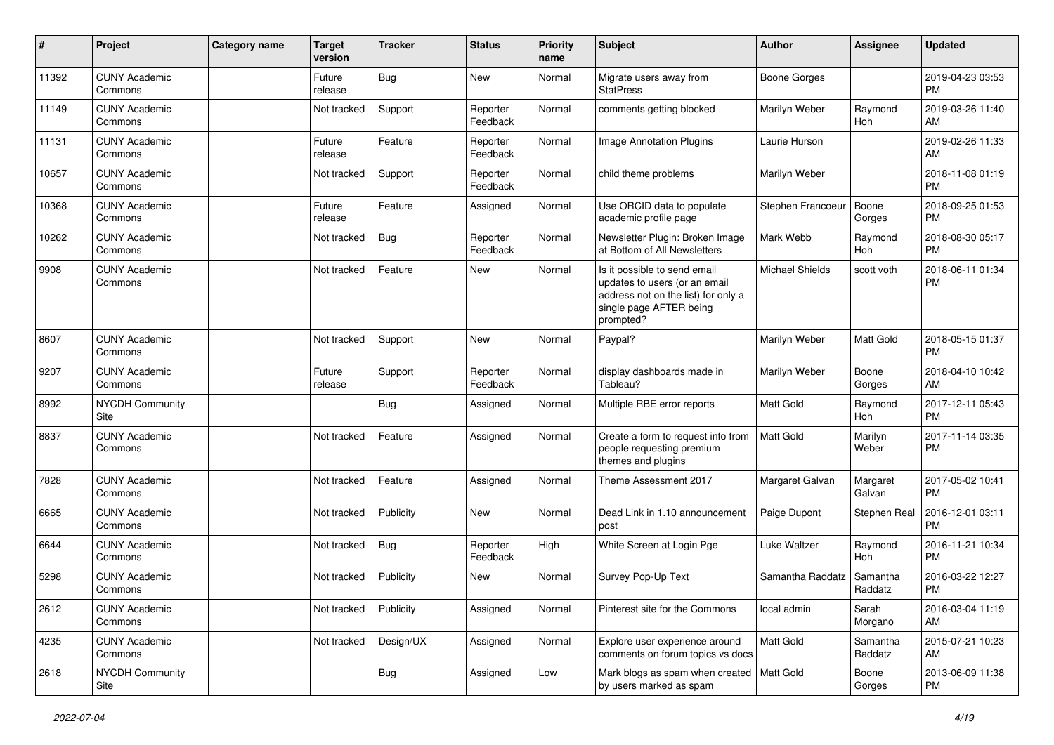| # | Project | Category name | Target version | Tracker | Status | Priority name | Subject | Author | Assignee | Updated |
|---|---|---|---|---|---|---|---|---|---|---|
| 11392 | CUNY Academic Commons | | Future release | Bug | New | Normal | Migrate users away from StatPress | Boone Gorges | | 2019-04-23 03:53 PM |
| 11149 | CUNY Academic Commons | | Not tracked | Support | Reporter Feedback | Normal | comments getting blocked | Marilyn Weber | Raymond Hoh | 2019-03-26 11:40 AM |
| 11131 | CUNY Academic Commons | | Future release | Feature | Reporter Feedback | Normal | Image Annotation Plugins | Laurie Hurson | | 2019-02-26 11:33 AM |
| 10657 | CUNY Academic Commons | | Not tracked | Support | Reporter Feedback | Normal | child theme problems | Marilyn Weber | | 2018-11-08 01:19 PM |
| 10368 | CUNY Academic Commons | | Future release | Feature | Assigned | Normal | Use ORCID data to populate academic profile page | Stephen Francoeur | Boone Gorges | 2018-09-25 01:53 PM |
| 10262 | CUNY Academic Commons | | Not tracked | Bug | Reporter Feedback | Normal | Newsletter Plugin: Broken Image at Bottom of All Newsletters | Mark Webb | Raymond Hoh | 2018-08-30 05:17 PM |
| 9908 | CUNY Academic Commons | | Not tracked | Feature | New | Normal | Is it possible to send email updates to users (or an email address not on the list) for only a single page AFTER being prompted? | Michael Shields | scott voth | 2018-06-11 01:34 PM |
| 8607 | CUNY Academic Commons | | Not tracked | Support | New | Normal | Paypal? | Marilyn Weber | Matt Gold | 2018-05-15 01:37 PM |
| 9207 | CUNY Academic Commons | | Future release | Support | Reporter Feedback | Normal | display dashboards made in Tableau? | Marilyn Weber | Boone Gorges | 2018-04-10 10:42 AM |
| 8992 | NYCDH Community Site | | | Bug | Assigned | Normal | Multiple RBE error reports | Matt Gold | Raymond Hoh | 2017-12-11 05:43 PM |
| 8837 | CUNY Academic Commons | | Not tracked | Feature | Assigned | Normal | Create a form to request info from people requesting premium themes and plugins | Matt Gold | Marilyn Weber | 2017-11-14 03:35 PM |
| 7828 | CUNY Academic Commons | | Not tracked | Feature | Assigned | Normal | Theme Assessment 2017 | Margaret Galvan | Margaret Galvan | 2017-05-02 10:41 PM |
| 6665 | CUNY Academic Commons | | Not tracked | Publicity | New | Normal | Dead Link in 1.10 announcement post | Paige Dupont | Stephen Real | 2016-12-01 03:11 PM |
| 6644 | CUNY Academic Commons | | Not tracked | Bug | Reporter Feedback | High | White Screen at Login Pge | Luke Waltzer | Raymond Hoh | 2016-11-21 10:34 PM |
| 5298 | CUNY Academic Commons | | Not tracked | Publicity | New | Normal | Survey Pop-Up Text | Samantha Raddatz | Samantha Raddatz | 2016-03-22 12:27 PM |
| 2612 | CUNY Academic Commons | | Not tracked | Publicity | Assigned | Normal | Pinterest site for the Commons | local admin | Sarah Morgano | 2016-03-04 11:19 AM |
| 4235 | CUNY Academic Commons | | Not tracked | Design/UX | Assigned | Normal | Explore user experience around comments on forum topics vs docs | Matt Gold | Samantha Raddatz | 2015-07-21 10:23 AM |
| 2618 | NYCDH Community Site | | | Bug | Assigned | Low | Mark blogs as spam when created by users marked as spam | Matt Gold | Boone Gorges | 2013-06-09 11:38 PM |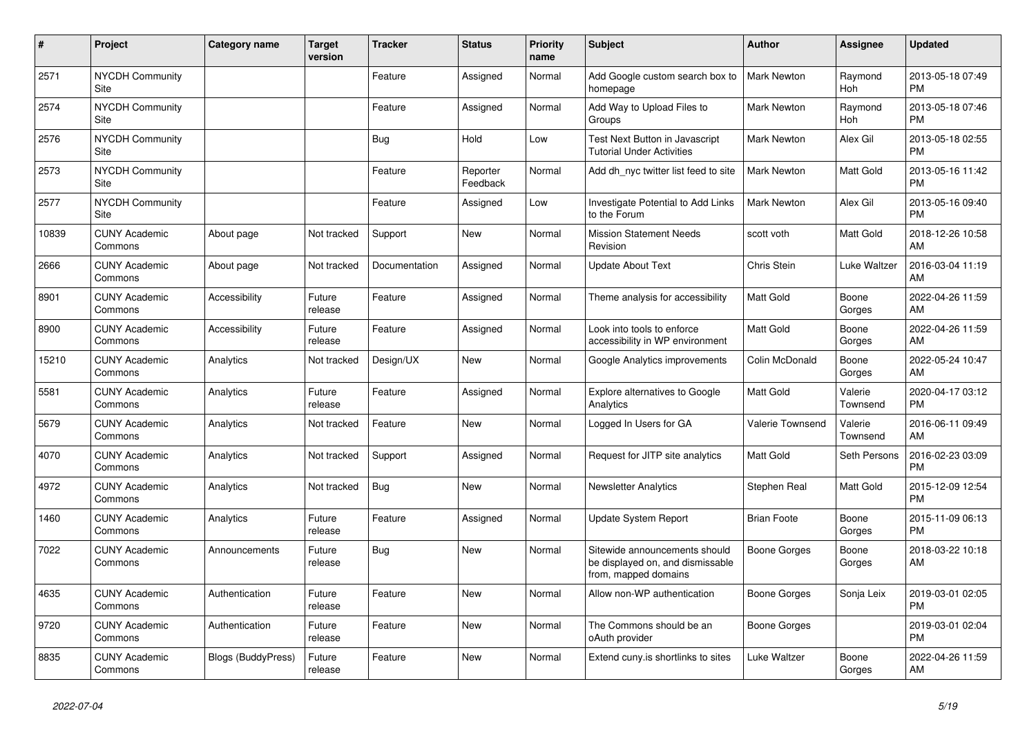| # | Project | Category name | Target version | Tracker | Status | Priority name | Subject | Author | Assignee | Updated |
|---|---|---|---|---|---|---|---|---|---|---|
| 2571 | NYCDH Community Site | | | Feature | Assigned | Normal | Add Google custom search box to homepage | Mark Newton | Raymond Hoh | 2013-05-18 07:49 PM |
| 2574 | NYCDH Community Site | | | Feature | Assigned | Normal | Add Way to Upload Files to Groups | Mark Newton | Raymond Hoh | 2013-05-18 07:46 PM |
| 2576 | NYCDH Community Site | | | Bug | Hold | Low | Test Next Button in Javascript Tutorial Under Activities | Mark Newton | Alex Gil | 2013-05-18 02:55 PM |
| 2573 | NYCDH Community Site | | | Feature | Reporter Feedback | Normal | Add dh_nyc twitter list feed to site | Mark Newton | Matt Gold | 2013-05-16 11:42 PM |
| 2577 | NYCDH Community Site | | | Feature | Assigned | Low | Investigate Potential to Add Links to the Forum | Mark Newton | Alex Gil | 2013-05-16 09:40 PM |
| 10839 | CUNY Academic Commons | About page | Not tracked | Support | New | Normal | Mission Statement Needs Revision | scott voth | Matt Gold | 2018-12-26 10:58 AM |
| 2666 | CUNY Academic Commons | About page | Not tracked | Documentation | Assigned | Normal | Update About Text | Chris Stein | Luke Waltzer | 2016-03-04 11:19 AM |
| 8901 | CUNY Academic Commons | Accessibility | Future release | Feature | Assigned | Normal | Theme analysis for accessibility | Matt Gold | Boone Gorges | 2022-04-26 11:59 AM |
| 8900 | CUNY Academic Commons | Accessibility | Future release | Feature | Assigned | Normal | Look into tools to enforce accessibility in WP environment | Matt Gold | Boone Gorges | 2022-04-26 11:59 AM |
| 15210 | CUNY Academic Commons | Analytics | Not tracked | Design/UX | New | Normal | Google Analytics improvements | Colin McDonald | Boone Gorges | 2022-05-24 10:47 AM |
| 5581 | CUNY Academic Commons | Analytics | Future release | Feature | Assigned | Normal | Explore alternatives to Google Analytics | Matt Gold | Valerie Townsend | 2020-04-17 03:12 PM |
| 5679 | CUNY Academic Commons | Analytics | Not tracked | Feature | New | Normal | Logged In Users for GA | Valerie Townsend | Valerie Townsend | 2016-06-11 09:49 AM |
| 4070 | CUNY Academic Commons | Analytics | Not tracked | Support | Assigned | Normal | Request for JITP site analytics | Matt Gold | Seth Persons | 2016-02-23 03:09 PM |
| 4972 | CUNY Academic Commons | Analytics | Not tracked | Bug | New | Normal | Newsletter Analytics | Stephen Real | Matt Gold | 2015-12-09 12:54 PM |
| 1460 | CUNY Academic Commons | Analytics | Future release | Feature | Assigned | Normal | Update System Report | Brian Foote | Boone Gorges | 2015-11-09 06:13 PM |
| 7022 | CUNY Academic Commons | Announcements | Future release | Bug | New | Normal | Sitewide announcements should be displayed on, and dismissable from, mapped domains | Boone Gorges | Boone Gorges | 2018-03-22 10:18 AM |
| 4635 | CUNY Academic Commons | Authentication | Future release | Feature | New | Normal | Allow non-WP authentication | Boone Gorges | Sonja Leix | 2019-03-01 02:05 PM |
| 9720 | CUNY Academic Commons | Authentication | Future release | Feature | New | Normal | The Commons should be an oAuth provider | Boone Gorges | | 2019-03-01 02:04 PM |
| 8835 | CUNY Academic Commons | Blogs (BuddyPress) | Future release | Feature | New | Normal | Extend cuny.is shortlinks to sites | Luke Waltzer | Boone Gorges | 2022-04-26 11:59 AM |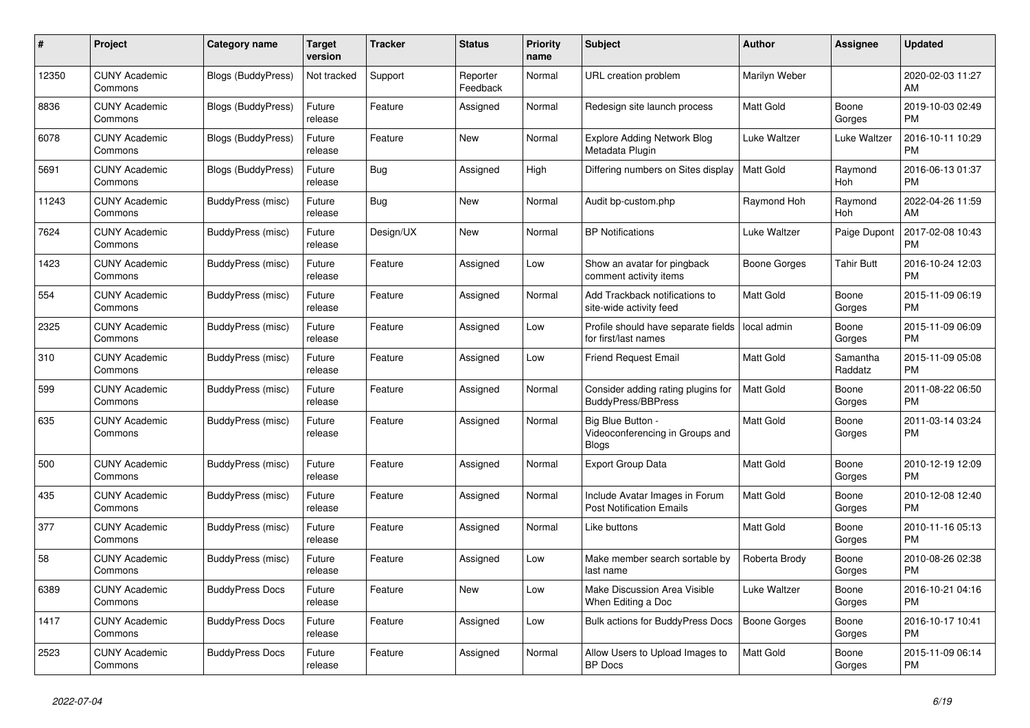| # | Project | Category name | Target version | Tracker | Status | Priority name | Subject | Author | Assignee | Updated |
|---|---|---|---|---|---|---|---|---|---|---|
| 12350 | CUNY Academic Commons | Blogs (BuddyPress) | Not tracked | Support | Reporter Feedback | Normal | URL creation problem | Marilyn Weber | | 2020-02-03 11:27 AM |
| 8836 | CUNY Academic Commons | Blogs (BuddyPress) | Future release | Feature | Assigned | Normal | Redesign site launch process | Matt Gold | Boone Gorges | 2019-10-03 02:49 PM |
| 6078 | CUNY Academic Commons | Blogs (BuddyPress) | Future release | Feature | New | Normal | Explore Adding Network Blog Metadata Plugin | Luke Waltzer | Luke Waltzer | 2016-10-11 10:29 PM |
| 5691 | CUNY Academic Commons | Blogs (BuddyPress) | Future release | Bug | Assigned | High | Differing numbers on Sites display | Matt Gold | Raymond Hoh | 2016-06-13 01:37 PM |
| 11243 | CUNY Academic Commons | BuddyPress (misc) | Future release | Bug | New | Normal | Audit bp-custom.php | Raymond Hoh | Raymond Hoh | 2022-04-26 11:59 AM |
| 7624 | CUNY Academic Commons | BuddyPress (misc) | Future release | Design/UX | New | Normal | BP Notifications | Luke Waltzer | Paige Dupont | 2017-02-08 10:43 PM |
| 1423 | CUNY Academic Commons | BuddyPress (misc) | Future release | Feature | Assigned | Low | Show an avatar for pingback comment activity items | Boone Gorges | Tahir Butt | 2016-10-24 12:03 PM |
| 554 | CUNY Academic Commons | BuddyPress (misc) | Future release | Feature | Assigned | Normal | Add Trackback notifications to site-wide activity feed | Matt Gold | Boone Gorges | 2015-11-09 06:19 PM |
| 2325 | CUNY Academic Commons | BuddyPress (misc) | Future release | Feature | Assigned | Low | Profile should have separate fields for first/last names | local admin | Boone Gorges | 2015-11-09 06:09 PM |
| 310 | CUNY Academic Commons | BuddyPress (misc) | Future release | Feature | Assigned | Low | Friend Request Email | Matt Gold | Samantha Raddatz | 2015-11-09 05:08 PM |
| 599 | CUNY Academic Commons | BuddyPress (misc) | Future release | Feature | Assigned | Normal | Consider adding rating plugins for BuddyPress/BBPress | Matt Gold | Boone Gorges | 2011-08-22 06:50 PM |
| 635 | CUNY Academic Commons | BuddyPress (misc) | Future release | Feature | Assigned | Normal | Big Blue Button - Videoconferencing in Groups and Blogs | Matt Gold | Boone Gorges | 2011-03-14 03:24 PM |
| 500 | CUNY Academic Commons | BuddyPress (misc) | Future release | Feature | Assigned | Normal | Export Group Data | Matt Gold | Boone Gorges | 2010-12-19 12:09 PM |
| 435 | CUNY Academic Commons | BuddyPress (misc) | Future release | Feature | Assigned | Normal | Include Avatar Images in Forum Post Notification Emails | Matt Gold | Boone Gorges | 2010-12-08 12:40 PM |
| 377 | CUNY Academic Commons | BuddyPress (misc) | Future release | Feature | Assigned | Normal | Like buttons | Matt Gold | Boone Gorges | 2010-11-16 05:13 PM |
| 58 | CUNY Academic Commons | BuddyPress (misc) | Future release | Feature | Assigned | Low | Make member search sortable by last name | Roberta Brody | Boone Gorges | 2010-08-26 02:38 PM |
| 6389 | CUNY Academic Commons | BuddyPress Docs | Future release | Feature | New | Low | Make Discussion Area Visible When Editing a Doc | Luke Waltzer | Boone Gorges | 2016-10-21 04:16 PM |
| 1417 | CUNY Academic Commons | BuddyPress Docs | Future release | Feature | Assigned | Low | Bulk actions for BuddyPress Docs | Boone Gorges | Boone Gorges | 2016-10-17 10:41 PM |
| 2523 | CUNY Academic Commons | BuddyPress Docs | Future release | Feature | Assigned | Normal | Allow Users to Upload Images to BP Docs | Matt Gold | Boone Gorges | 2015-11-09 06:14 PM |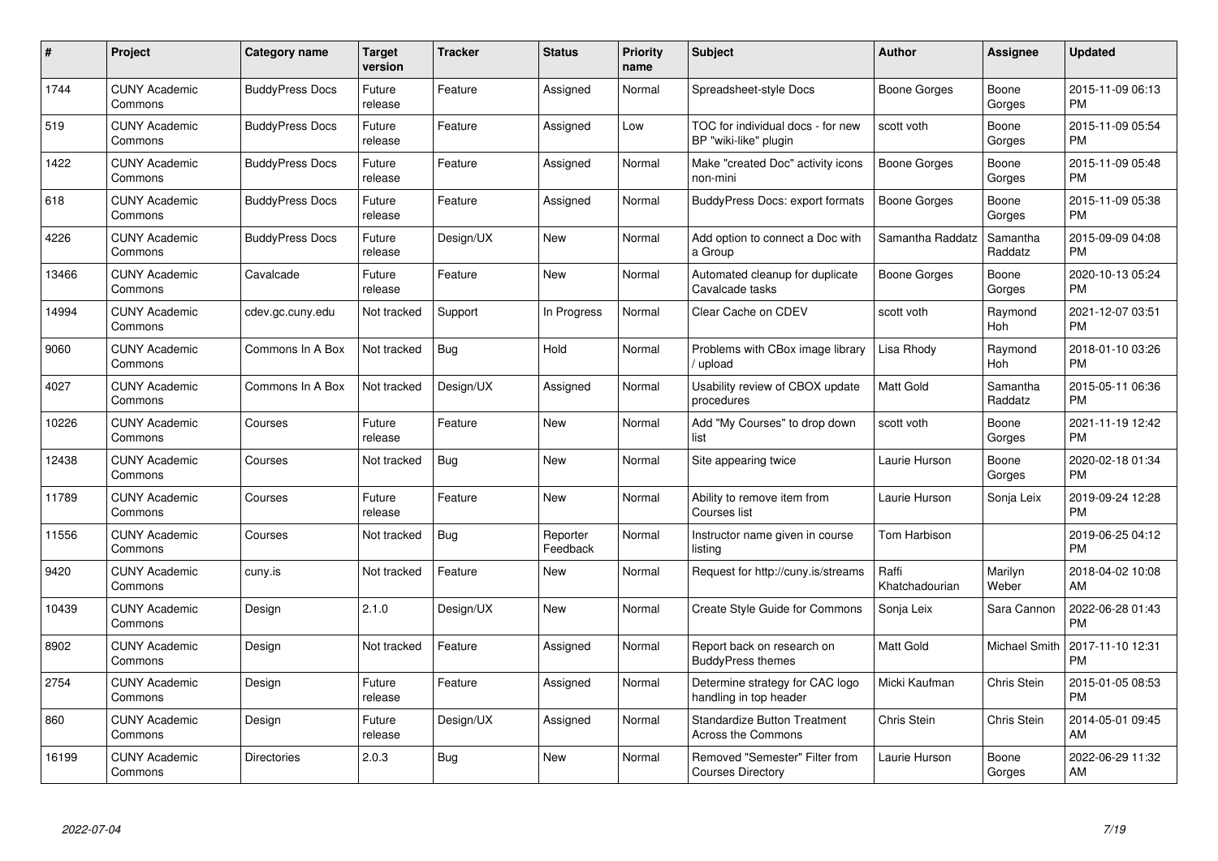| # | Project | Category name | Target version | Tracker | Status | Priority name | Subject | Author | Assignee | Updated |
|---|---|---|---|---|---|---|---|---|---|---|
| 1744 | CUNY Academic Commons | BuddyPress Docs | Future release | Feature | Assigned | Normal | Spreadsheet-style Docs | Boone Gorges | Boone Gorges | 2015-11-09 06:13 PM |
| 519 | CUNY Academic Commons | BuddyPress Docs | Future release | Feature | Assigned | Low | TOC for individual docs - for new BP "wiki-like" plugin | scott voth | Boone Gorges | 2015-11-09 05:54 PM |
| 1422 | CUNY Academic Commons | BuddyPress Docs | Future release | Feature | Assigned | Normal | Make "created Doc" activity icons non-mini | Boone Gorges | Boone Gorges | 2015-11-09 05:48 PM |
| 618 | CUNY Academic Commons | BuddyPress Docs | Future release | Feature | Assigned | Normal | BuddyPress Docs: export formats | Boone Gorges | Boone Gorges | 2015-11-09 05:38 PM |
| 4226 | CUNY Academic Commons | BuddyPress Docs | Future release | Design/UX | New | Normal | Add option to connect a Doc with a Group | Samantha Raddatz | Samantha Raddatz | 2015-09-09 04:08 PM |
| 13466 | CUNY Academic Commons | Cavalcade | Future release | Feature | New | Normal | Automated cleanup for duplicate Cavalcade tasks | Boone Gorges | Boone Gorges | 2020-10-13 05:24 PM |
| 14994 | CUNY Academic Commons | cdev.gc.cuny.edu | Not tracked | Support | In Progress | Normal | Clear Cache on CDEV | scott voth | Raymond Hoh | 2021-12-07 03:51 PM |
| 9060 | CUNY Academic Commons | Commons In A Box | Not tracked | Bug | Hold | Normal | Problems with CBox image library / upload | Lisa Rhody | Raymond Hoh | 2018-01-10 03:26 PM |
| 4027 | CUNY Academic Commons | Commons In A Box | Not tracked | Design/UX | Assigned | Normal | Usability review of CBOX update procedures | Matt Gold | Samantha Raddatz | 2015-05-11 06:36 PM |
| 10226 | CUNY Academic Commons | Courses | Future release | Feature | New | Normal | Add "My Courses" to drop down list | scott voth | Boone Gorges | 2021-11-19 12:42 PM |
| 12438 | CUNY Academic Commons | Courses | Not tracked | Bug | New | Normal | Site appearing twice | Laurie Hurson | Boone Gorges | 2020-02-18 01:34 PM |
| 11789 | CUNY Academic Commons | Courses | Future release | Feature | New | Normal | Ability to remove item from Courses list | Laurie Hurson | Sonja Leix | 2019-09-24 12:28 PM |
| 11556 | CUNY Academic Commons | Courses | Not tracked | Bug | Reporter Feedback | Normal | Instructor name given in course listing | Tom Harbison | | 2019-06-25 04:12 PM |
| 9420 | CUNY Academic Commons | cuny.is | Not tracked | Feature | New | Normal | Request for http://cuny.is/streams | Raffi Khatchadourian | Marilyn Weber | 2018-04-02 10:08 AM |
| 10439 | CUNY Academic Commons | Design | 2.1.0 | Design/UX | New | Normal | Create Style Guide for Commons | Sonja Leix | Sara Cannon | 2022-06-28 01:43 PM |
| 8902 | CUNY Academic Commons | Design | Not tracked | Feature | Assigned | Normal | Report back on research on BuddyPress themes | Matt Gold | Michael Smith | 2017-11-10 12:31 PM |
| 2754 | CUNY Academic Commons | Design | Future release | Feature | Assigned | Normal | Determine strategy for CAC logo handling in top header | Micki Kaufman | Chris Stein | 2015-01-05 08:53 PM |
| 860 | CUNY Academic Commons | Design | Future release | Design/UX | Assigned | Normal | Standardize Button Treatment Across the Commons | Chris Stein | Chris Stein | 2014-05-01 09:45 AM |
| 16199 | CUNY Academic Commons | Directories | 2.0.3 | Bug | New | Normal | Removed "Semester" Filter from Courses Directory | Laurie Hurson | Boone Gorges | 2022-06-29 11:32 AM |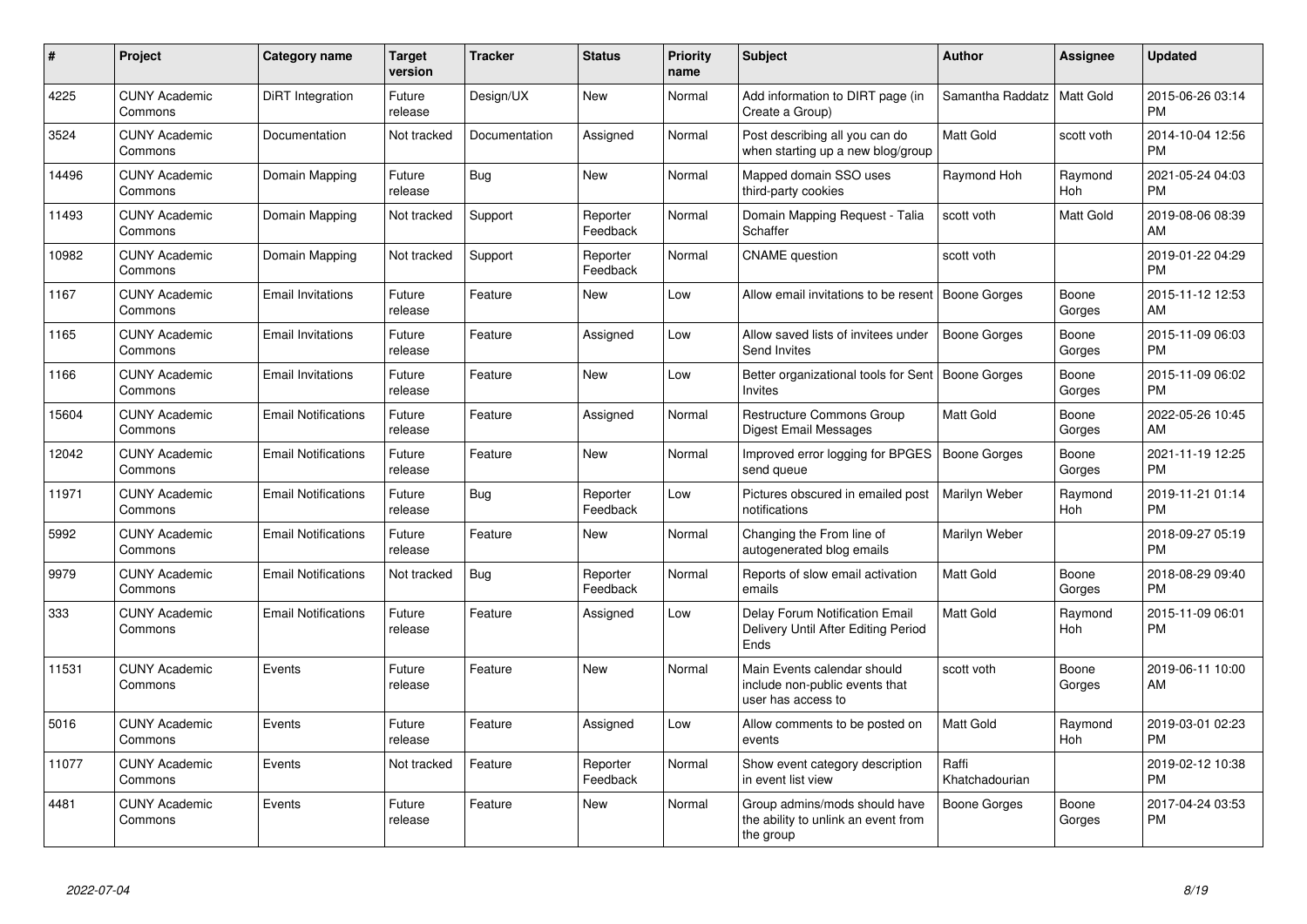| # | Project | Category name | Target version | Tracker | Status | Priority name | Subject | Author | Assignee | Updated |
|---|---|---|---|---|---|---|---|---|---|---|
| 4225 | CUNY Academic Commons | DiRT Integration | Future release | Design/UX | New | Normal | Add information to DIRT page (in Create a Group) | Samantha Raddatz | Matt Gold | 2015-06-26 03:14 PM |
| 3524 | CUNY Academic Commons | Documentation | Not tracked | Documentation | Assigned | Normal | Post describing all you can do when starting up a new blog/group | Matt Gold | scott voth | 2014-10-04 12:56 PM |
| 14496 | CUNY Academic Commons | Domain Mapping | Future release | Bug | New | Normal | Mapped domain SSO uses third-party cookies | Raymond Hoh | Raymond Hoh | 2021-05-24 04:03 PM |
| 11493 | CUNY Academic Commons | Domain Mapping | Not tracked | Support | Reporter Feedback | Normal | Domain Mapping Request - Talia Schaffer | scott voth | Matt Gold | 2019-08-06 08:39 AM |
| 10982 | CUNY Academic Commons | Domain Mapping | Not tracked | Support | Reporter Feedback | Normal | CNAME question | scott voth | | 2019-01-22 04:29 PM |
| 1167 | CUNY Academic Commons | Email Invitations | Future release | Feature | New | Low | Allow email invitations to be resent | Boone Gorges | Boone Gorges | 2015-11-12 12:53 AM |
| 1165 | CUNY Academic Commons | Email Invitations | Future release | Feature | Assigned | Low | Allow saved lists of invitees under Send Invites | Boone Gorges | Boone Gorges | 2015-11-09 06:03 PM |
| 1166 | CUNY Academic Commons | Email Invitations | Future release | Feature | New | Low | Better organizational tools for Sent Invites | Boone Gorges | Boone Gorges | 2015-11-09 06:02 PM |
| 15604 | CUNY Academic Commons | Email Notifications | Future release | Feature | Assigned | Normal | Restructure Commons Group Digest Email Messages | Matt Gold | Boone Gorges | 2022-05-26 10:45 AM |
| 12042 | CUNY Academic Commons | Email Notifications | Future release | Feature | New | Normal | Improved error logging for BPGES send queue | Boone Gorges | Boone Gorges | 2021-11-19 12:25 PM |
| 11971 | CUNY Academic Commons | Email Notifications | Future release | Bug | Reporter Feedback | Low | Pictures obscured in emailed post notifications | Marilyn Weber | Raymond Hoh | 2019-11-21 01:14 PM |
| 5992 | CUNY Academic Commons | Email Notifications | Future release | Feature | New | Normal | Changing the From line of autogenerated blog emails | Marilyn Weber | | 2018-09-27 05:19 PM |
| 9979 | CUNY Academic Commons | Email Notifications | Not tracked | Bug | Reporter Feedback | Normal | Reports of slow email activation emails | Matt Gold | Boone Gorges | 2018-08-29 09:40 PM |
| 333 | CUNY Academic Commons | Email Notifications | Future release | Feature | Assigned | Low | Delay Forum Notification Email Delivery Until After Editing Period Ends | Matt Gold | Raymond Hoh | 2015-11-09 06:01 PM |
| 11531 | CUNY Academic Commons | Events | Future release | Feature | New | Normal | Main Events calendar should include non-public events that user has access to | scott voth | Boone Gorges | 2019-06-11 10:00 AM |
| 5016 | CUNY Academic Commons | Events | Future release | Feature | Assigned | Low | Allow comments to be posted on events | Matt Gold | Raymond Hoh | 2019-03-01 02:23 PM |
| 11077 | CUNY Academic Commons | Events | Not tracked | Feature | Reporter Feedback | Normal | Show event category description in event list view | Raffi Khatchadourian | | 2019-02-12 10:38 PM |
| 4481 | CUNY Academic Commons | Events | Future release | Feature | New | Normal | Group admins/mods should have the ability to unlink an event from the group | Boone Gorges | Boone Gorges | 2017-04-24 03:53 PM |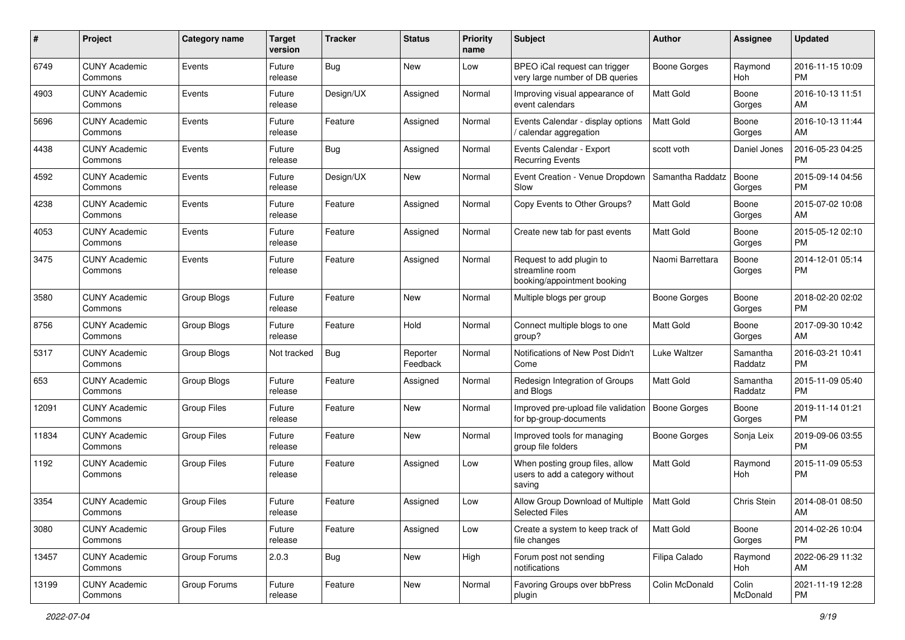| # | Project | Category name | Target version | Tracker | Status | Priority name | Subject | Author | Assignee | Updated |
|---|---|---|---|---|---|---|---|---|---|---|
| 6749 | CUNY Academic Commons | Events | Future release | Bug | New | Low | BPEO iCal request can trigger very large number of DB queries | Boone Gorges | Raymond Hoh | 2016-11-15 10:09 PM |
| 4903 | CUNY Academic Commons | Events | Future release | Design/UX | Assigned | Normal | Improving visual appearance of event calendars | Matt Gold | Boone Gorges | 2016-10-13 11:51 AM |
| 5696 | CUNY Academic Commons | Events | Future release | Feature | Assigned | Normal | Events Calendar - display options / calendar aggregation | Matt Gold | Boone Gorges | 2016-10-13 11:44 AM |
| 4438 | CUNY Academic Commons | Events | Future release | Bug | Assigned | Normal | Events Calendar - Export Recurring Events | scott voth | Daniel Jones | 2016-05-23 04:25 PM |
| 4592 | CUNY Academic Commons | Events | Future release | Design/UX | New | Normal | Event Creation - Venue Dropdown Slow | Samantha Raddatz | Boone Gorges | 2015-09-14 04:56 PM |
| 4238 | CUNY Academic Commons | Events | Future release | Feature | Assigned | Normal | Copy Events to Other Groups? | Matt Gold | Boone Gorges | 2015-07-02 10:08 AM |
| 4053 | CUNY Academic Commons | Events | Future release | Feature | Assigned | Normal | Create new tab for past events | Matt Gold | Boone Gorges | 2015-05-12 02:10 PM |
| 3475 | CUNY Academic Commons | Events | Future release | Feature | Assigned | Normal | Request to add plugin to streamline room booking/appointment booking | Naomi Barrettara | Boone Gorges | 2014-12-01 05:14 PM |
| 3580 | CUNY Academic Commons | Group Blogs | Future release | Feature | New | Normal | Multiple blogs per group | Boone Gorges | Boone Gorges | 2018-02-20 02:02 PM |
| 8756 | CUNY Academic Commons | Group Blogs | Future release | Feature | Hold | Normal | Connect multiple blogs to one group? | Matt Gold | Boone Gorges | 2017-09-30 10:42 AM |
| 5317 | CUNY Academic Commons | Group Blogs | Not tracked | Bug | Reporter Feedback | Normal | Notifications of New Post Didn't Come | Luke Waltzer | Samantha Raddatz | 2016-03-21 10:41 PM |
| 653 | CUNY Academic Commons | Group Blogs | Future release | Feature | Assigned | Normal | Redesign Integration of Groups and Blogs | Matt Gold | Samantha Raddatz | 2015-11-09 05:40 PM |
| 12091 | CUNY Academic Commons | Group Files | Future release | Feature | New | Normal | Improved pre-upload file validation for bp-group-documents | Boone Gorges | Boone Gorges | 2019-11-14 01:21 PM |
| 11834 | CUNY Academic Commons | Group Files | Future release | Feature | New | Normal | Improved tools for managing group file folders | Boone Gorges | Sonja Leix | 2019-09-06 03:55 PM |
| 1192 | CUNY Academic Commons | Group Files | Future release | Feature | Assigned | Low | When posting group files, allow users to add a category without saving | Matt Gold | Raymond Hoh | 2015-11-09 05:53 PM |
| 3354 | CUNY Academic Commons | Group Files | Future release | Feature | Assigned | Low | Allow Group Download of Multiple Selected Files | Matt Gold | Chris Stein | 2014-08-01 08:50 AM |
| 3080 | CUNY Academic Commons | Group Files | Future release | Feature | Assigned | Low | Create a system to keep track of file changes | Matt Gold | Boone Gorges | 2014-02-26 10:04 PM |
| 13457 | CUNY Academic Commons | Group Forums | 2.0.3 | Bug | New | High | Forum post not sending notifications | Filipa Calado | Raymond Hoh | 2022-06-29 11:32 AM |
| 13199 | CUNY Academic Commons | Group Forums | Future release | Feature | New | Normal | Favoring Groups over bbPress plugin | Colin McDonald | Colin McDonald | 2021-11-19 12:28 PM |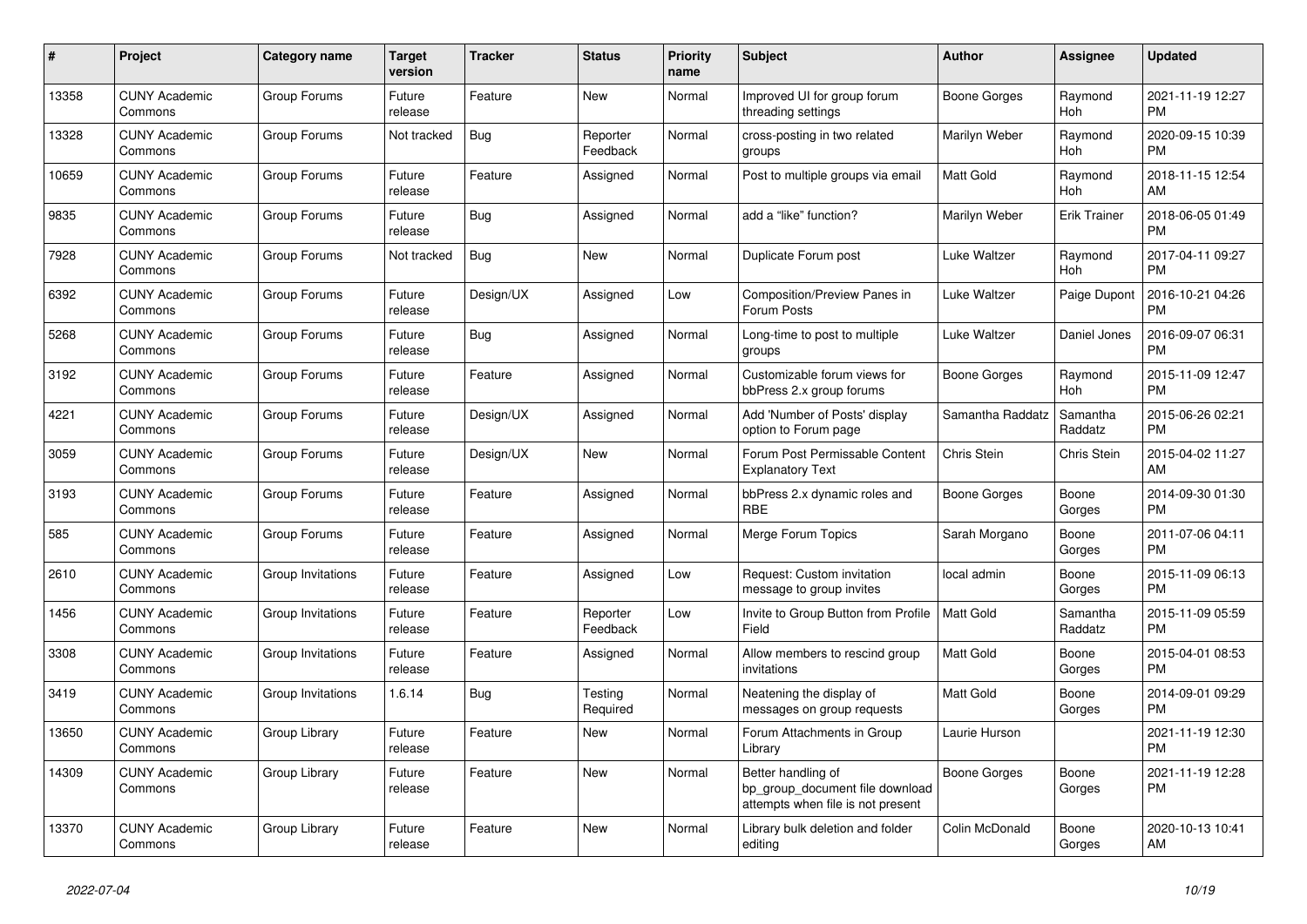| # | Project | Category name | Target version | Tracker | Status | Priority name | Subject | Author | Assignee | Updated |
|---|---|---|---|---|---|---|---|---|---|---|
| 13358 | CUNY Academic Commons | Group Forums | Future release | Feature | New | Normal | Improved UI for group forum threading settings | Boone Gorges | Raymond Hoh | 2021-11-19 12:27 PM |
| 13328 | CUNY Academic Commons | Group Forums | Not tracked | Bug | Reporter Feedback | Normal | cross-posting in two related groups | Marilyn Weber | Raymond Hoh | 2020-09-15 10:39 PM |
| 10659 | CUNY Academic Commons | Group Forums | Future release | Feature | Assigned | Normal | Post to multiple groups via email | Matt Gold | Raymond Hoh | 2018-11-15 12:54 AM |
| 9835 | CUNY Academic Commons | Group Forums | Future release | Bug | Assigned | Normal | add a "like" function? | Marilyn Weber | Erik Trainer | 2018-06-05 01:49 PM |
| 7928 | CUNY Academic Commons | Group Forums | Not tracked | Bug | New | Normal | Duplicate Forum post | Luke Waltzer | Raymond Hoh | 2017-04-11 09:27 PM |
| 6392 | CUNY Academic Commons | Group Forums | Future release | Design/UX | Assigned | Low | Composition/Preview Panes in Forum Posts | Luke Waltzer | Paige Dupont | 2016-10-21 04:26 PM |
| 5268 | CUNY Academic Commons | Group Forums | Future release | Bug | Assigned | Normal | Long-time to post to multiple groups | Luke Waltzer | Daniel Jones | 2016-09-07 06:31 PM |
| 3192 | CUNY Academic Commons | Group Forums | Future release | Feature | Assigned | Normal | Customizable forum views for bbPress 2.x group forums | Boone Gorges | Raymond Hoh | 2015-11-09 12:47 PM |
| 4221 | CUNY Academic Commons | Group Forums | Future release | Design/UX | Assigned | Normal | Add 'Number of Posts' display option to Forum page | Samantha Raddatz | Samantha Raddatz | 2015-06-26 02:21 PM |
| 3059 | CUNY Academic Commons | Group Forums | Future release | Design/UX | New | Normal | Forum Post Permissable Content Explanatory Text | Chris Stein | Chris Stein | 2015-04-02 11:27 AM |
| 3193 | CUNY Academic Commons | Group Forums | Future release | Feature | Assigned | Normal | bbPress 2.x dynamic roles and RBE | Boone Gorges | Boone Gorges | 2014-09-30 01:30 PM |
| 585 | CUNY Academic Commons | Group Forums | Future release | Feature | Assigned | Normal | Merge Forum Topics | Sarah Morgano | Boone Gorges | 2011-07-06 04:11 PM |
| 2610 | CUNY Academic Commons | Group Invitations | Future release | Feature | Assigned | Low | Request: Custom invitation message to group invites | local admin | Boone Gorges | 2015-11-09 06:13 PM |
| 1456 | CUNY Academic Commons | Group Invitations | Future release | Feature | Reporter Feedback | Low | Invite to Group Button from Profile Field | Matt Gold | Samantha Raddatz | 2015-11-09 05:59 PM |
| 3308 | CUNY Academic Commons | Group Invitations | Future release | Feature | Assigned | Normal | Allow members to rescind group invitations | Matt Gold | Boone Gorges | 2015-04-01 08:53 PM |
| 3419 | CUNY Academic Commons | Group Invitations | 1.6.14 | Bug | Testing Required | Normal | Neatening the display of messages on group requests | Matt Gold | Boone Gorges | 2014-09-01 09:29 PM |
| 13650 | CUNY Academic Commons | Group Library | Future release | Feature | New | Normal | Forum Attachments in Group Library | Laurie Hurson | | 2021-11-19 12:30 PM |
| 14309 | CUNY Academic Commons | Group Library | Future release | Feature | New | Normal | Better handling of bp_group_document file download attempts when file is not present | Boone Gorges | Boone Gorges | 2021-11-19 12:28 PM |
| 13370 | CUNY Academic Commons | Group Library | Future release | Feature | New | Normal | Library bulk deletion and folder editing | Colin McDonald | Boone Gorges | 2020-10-13 10:41 AM |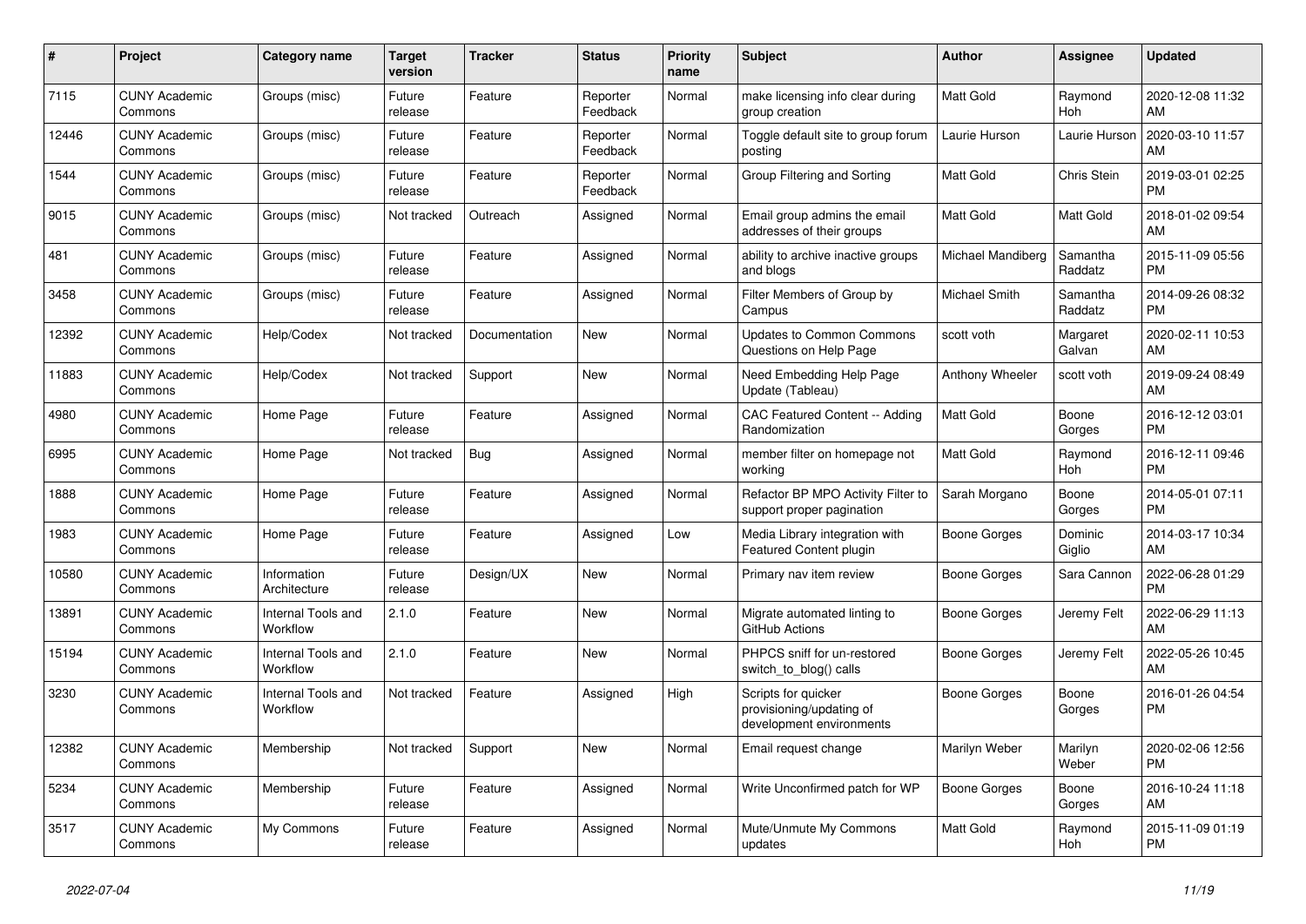| # | Project | Category name | Target version | Tracker | Status | Priority name | Subject | Author | Assignee | Updated |
|---|---|---|---|---|---|---|---|---|---|---|
| 7115 | CUNY Academic Commons | Groups (misc) | Future release | Feature | Reporter Feedback | Normal | make licensing info clear during group creation | Matt Gold | Raymond Hoh | 2020-12-08 11:32 AM |
| 12446 | CUNY Academic Commons | Groups (misc) | Future release | Feature | Reporter Feedback | Normal | Toggle default site to group forum posting | Laurie Hurson | Laurie Hurson | 2020-03-10 11:57 AM |
| 1544 | CUNY Academic Commons | Groups (misc) | Future release | Feature | Reporter Feedback | Normal | Group Filtering and Sorting | Matt Gold | Chris Stein | 2019-03-01 02:25 PM |
| 9015 | CUNY Academic Commons | Groups (misc) | Not tracked | Outreach | Assigned | Normal | Email group admins the email addresses of their groups | Matt Gold | Matt Gold | 2018-01-02 09:54 AM |
| 481 | CUNY Academic Commons | Groups (misc) | Future release | Feature | Assigned | Normal | ability to archive inactive groups and blogs | Michael Mandiberg | Samantha Raddatz | 2015-11-09 05:56 PM |
| 3458 | CUNY Academic Commons | Groups (misc) | Future release | Feature | Assigned | Normal | Filter Members of Group by Campus | Michael Smith | Samantha Raddatz | 2014-09-26 08:32 PM |
| 12392 | CUNY Academic Commons | Help/Codex | Not tracked | Documentation | New | Normal | Updates to Common Commons Questions on Help Page | scott voth | Margaret Galvan | 2020-02-11 10:53 AM |
| 11883 | CUNY Academic Commons | Help/Codex | Not tracked | Support | New | Normal | Need Embedding Help Page Update (Tableau) | Anthony Wheeler | scott voth | 2019-09-24 08:49 AM |
| 4980 | CUNY Academic Commons | Home Page | Future release | Feature | Assigned | Normal | CAC Featured Content -- Adding Randomization | Matt Gold | Boone Gorges | 2016-12-12 03:01 PM |
| 6995 | CUNY Academic Commons | Home Page | Not tracked | Bug | Assigned | Normal | member filter on homepage not working | Matt Gold | Raymond Hoh | 2016-12-11 09:46 PM |
| 1888 | CUNY Academic Commons | Home Page | Future release | Feature | Assigned | Normal | Refactor BP MPO Activity Filter to support proper pagination | Sarah Morgano | Boone Gorges | 2014-05-01 07:11 PM |
| 1983 | CUNY Academic Commons | Home Page | Future release | Feature | Assigned | Low | Media Library integration with Featured Content plugin | Boone Gorges | Dominic Giglio | 2014-03-17 10:34 AM |
| 10580 | CUNY Academic Commons | Information Architecture | Future release | Design/UX | New | Normal | Primary nav item review | Boone Gorges | Sara Cannon | 2022-06-28 01:29 PM |
| 13891 | CUNY Academic Commons | Internal Tools and Workflow | 2.1.0 | Feature | New | Normal | Migrate automated linting to GitHub Actions | Boone Gorges | Jeremy Felt | 2022-06-29 11:13 AM |
| 15194 | CUNY Academic Commons | Internal Tools and Workflow | 2.1.0 | Feature | New | Normal | PHPCS sniff for un-restored switch_to_blog() calls | Boone Gorges | Jeremy Felt | 2022-05-26 10:45 AM |
| 3230 | CUNY Academic Commons | Internal Tools and Workflow | Not tracked | Feature | Assigned | High | Scripts for quicker provisioning/updating of development environments | Boone Gorges | Boone Gorges | 2016-01-26 04:54 PM |
| 12382 | CUNY Academic Commons | Membership | Not tracked | Support | New | Normal | Email request change | Marilyn Weber | Marilyn Weber | 2020-02-06 12:56 PM |
| 5234 | CUNY Academic Commons | Membership | Future release | Feature | Assigned | Normal | Write Unconfirmed patch for WP | Boone Gorges | Boone Gorges | 2016-10-24 11:18 AM |
| 3517 | CUNY Academic Commons | My Commons | Future release | Feature | Assigned | Normal | Mute/Unmute My Commons updates | Matt Gold | Raymond Hoh | 2015-11-09 01:19 PM |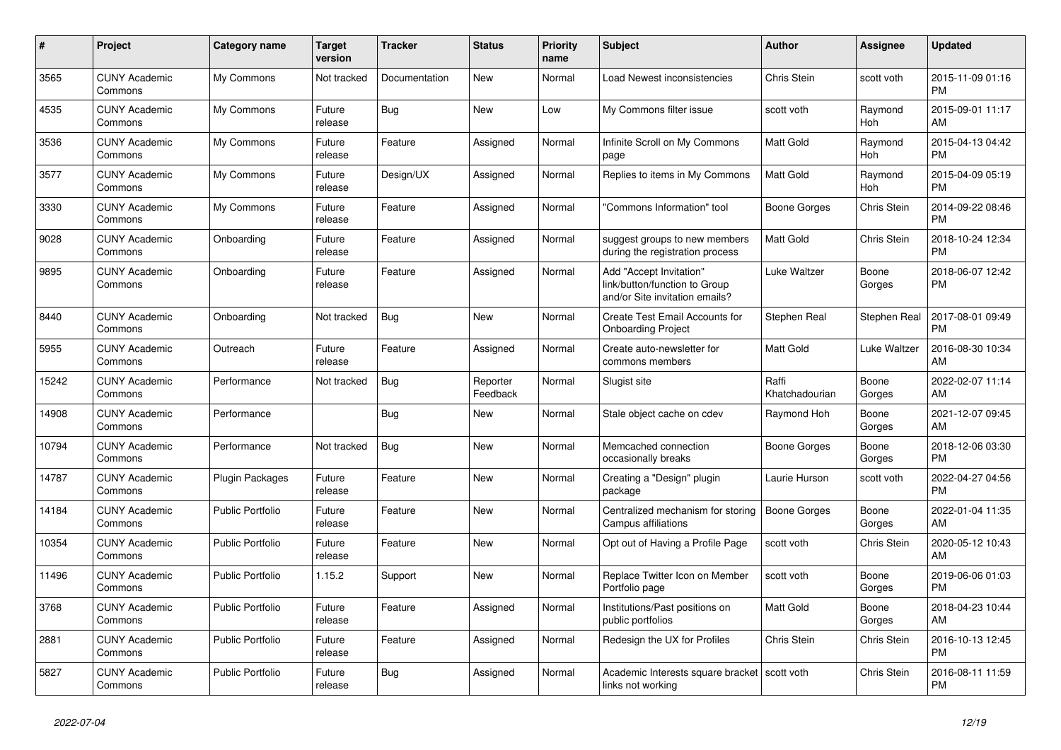| # | Project | Category name | Target version | Tracker | Status | Priority name | Subject | Author | Assignee | Updated |
| --- | --- | --- | --- | --- | --- | --- | --- | --- | --- | --- |
| 3565 | CUNY Academic Commons | My Commons | Not tracked | Documentation | New | Normal | Load Newest inconsistencies | Chris Stein | scott voth | 2015-11-09 01:16 PM |
| 4535 | CUNY Academic Commons | My Commons | Future release | Bug | New | Low | My Commons filter issue | scott voth | Raymond Hoh | 2015-09-01 11:17 AM |
| 3536 | CUNY Academic Commons | My Commons | Future release | Feature | Assigned | Normal | Infinite Scroll on My Commons page | Matt Gold | Raymond Hoh | 2015-04-13 04:42 PM |
| 3577 | CUNY Academic Commons | My Commons | Future release | Design/UX | Assigned | Normal | Replies to items in My Commons | Matt Gold | Raymond Hoh | 2015-04-09 05:19 PM |
| 3330 | CUNY Academic Commons | My Commons | Future release | Feature | Assigned | Normal | "Commons Information" tool | Boone Gorges | Chris Stein | 2014-09-22 08:46 PM |
| 9028 | CUNY Academic Commons | Onboarding | Future release | Feature | Assigned | Normal | suggest groups to new members during the registration process | Matt Gold | Chris Stein | 2018-10-24 12:34 PM |
| 9895 | CUNY Academic Commons | Onboarding | Future release | Feature | Assigned | Normal | Add "Accept Invitation" link/button/function to Group and/or Site invitation emails? | Luke Waltzer | Boone Gorges | 2018-06-07 12:42 PM |
| 8440 | CUNY Academic Commons | Onboarding | Not tracked | Bug | New | Normal | Create Test Email Accounts for Onboarding Project | Stephen Real | Stephen Real | 2017-08-01 09:49 PM |
| 5955 | CUNY Academic Commons | Outreach | Future release | Feature | Assigned | Normal | Create auto-newsletter for commons members | Matt Gold | Luke Waltzer | 2016-08-30 10:34 AM |
| 15242 | CUNY Academic Commons | Performance | Not tracked | Bug | Reporter Feedback | Normal | Slugist site | Raffi Khatchadourian | Boone Gorges | 2022-02-07 11:14 AM |
| 14908 | CUNY Academic Commons | Performance | | Bug | New | Normal | Stale object cache on cdev | Raymond Hoh | Boone Gorges | 2021-12-07 09:45 AM |
| 10794 | CUNY Academic Commons | Performance | Not tracked | Bug | New | Normal | Memcached connection occasionally breaks | Boone Gorges | Boone Gorges | 2018-12-06 03:30 PM |
| 14787 | CUNY Academic Commons | Plugin Packages | Future release | Feature | New | Normal | Creating a "Design" plugin package | Laurie Hurson | scott voth | 2022-04-27 04:56 PM |
| 14184 | CUNY Academic Commons | Public Portfolio | Future release | Feature | New | Normal | Centralized mechanism for storing Campus affiliations | Boone Gorges | Boone Gorges | 2022-01-04 11:35 AM |
| 10354 | CUNY Academic Commons | Public Portfolio | Future release | Feature | New | Normal | Opt out of Having a Profile Page | scott voth | Chris Stein | 2020-05-12 10:43 AM |
| 11496 | CUNY Academic Commons | Public Portfolio | 1.15.2 | Support | New | Normal | Replace Twitter Icon on Member Portfolio page | scott voth | Boone Gorges | 2019-06-06 01:03 PM |
| 3768 | CUNY Academic Commons | Public Portfolio | Future release | Feature | Assigned | Normal | Institutions/Past positions on public portfolios | Matt Gold | Boone Gorges | 2018-04-23 10:44 AM |
| 2881 | CUNY Academic Commons | Public Portfolio | Future release | Feature | Assigned | Normal | Redesign the UX for Profiles | Chris Stein | Chris Stein | 2016-10-13 12:45 PM |
| 5827 | CUNY Academic Commons | Public Portfolio | Future release | Bug | Assigned | Normal | Academic Interests square bracket links not working | scott voth | Chris Stein | 2016-08-11 11:59 PM |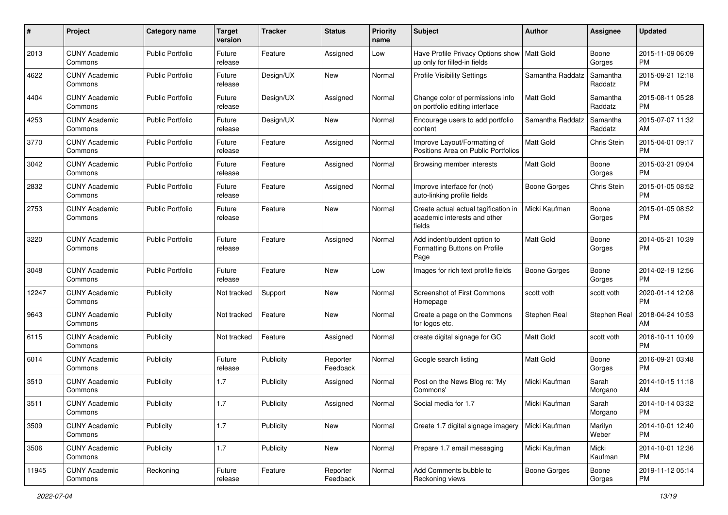| # | Project | Category name | Target version | Tracker | Status | Priority name | Subject | Author | Assignee | Updated |
|---|---|---|---|---|---|---|---|---|---|---|
| 2013 | CUNY Academic Commons | Public Portfolio | Future release | Feature | Assigned | Low | Have Profile Privacy Options show up only for filled-in fields | Matt Gold | Boone Gorges | 2015-11-09 06:09 PM |
| 4622 | CUNY Academic Commons | Public Portfolio | Future release | Design/UX | New | Normal | Profile Visibility Settings | Samantha Raddatz | Samantha Raddatz | 2015-09-21 12:18 PM |
| 4404 | CUNY Academic Commons | Public Portfolio | Future release | Design/UX | Assigned | Normal | Change color of permissions info on portfolio editing interface | Matt Gold | Samantha Raddatz | 2015-08-11 05:28 PM |
| 4253 | CUNY Academic Commons | Public Portfolio | Future release | Design/UX | New | Normal | Encourage users to add portfolio content | Samantha Raddatz | Samantha Raddatz | 2015-07-07 11:32 AM |
| 3770 | CUNY Academic Commons | Public Portfolio | Future release | Feature | Assigned | Normal | Improve Layout/Formatting of Positions Area on Public Portfolios | Matt Gold | Chris Stein | 2015-04-01 09:17 PM |
| 3042 | CUNY Academic Commons | Public Portfolio | Future release | Feature | Assigned | Normal | Browsing member interests | Matt Gold | Boone Gorges | 2015-03-21 09:04 PM |
| 2832 | CUNY Academic Commons | Public Portfolio | Future release | Feature | Assigned | Normal | Improve interface for (not) auto-linking profile fields | Boone Gorges | Chris Stein | 2015-01-05 08:52 PM |
| 2753 | CUNY Academic Commons | Public Portfolio | Future release | Feature | New | Normal | Create actual actual tagification in academic interests and other fields | Micki Kaufman | Boone Gorges | 2015-01-05 08:52 PM |
| 3220 | CUNY Academic Commons | Public Portfolio | Future release | Feature | Assigned | Normal | Add indent/outdent option to Formatting Buttons on Profile Page | Matt Gold | Boone Gorges | 2014-05-21 10:39 PM |
| 3048 | CUNY Academic Commons | Public Portfolio | Future release | Feature | New | Low | Images for rich text profile fields | Boone Gorges | Boone Gorges | 2014-02-19 12:56 PM |
| 12247 | CUNY Academic Commons | Publicity | Not tracked | Support | New | Normal | Screenshot of First Commons Homepage | scott voth | scott voth | 2020-01-14 12:08 PM |
| 9643 | CUNY Academic Commons | Publicity | Not tracked | Feature | New | Normal | Create a page on the Commons for logos etc. | Stephen Real | Stephen Real | 2018-04-24 10:53 AM |
| 6115 | CUNY Academic Commons | Publicity | Not tracked | Feature | Assigned | Normal | create digital signage for GC | Matt Gold | scott voth | 2016-10-11 10:09 PM |
| 6014 | CUNY Academic Commons | Publicity | Future release | Publicity | Reporter Feedback | Normal | Google search listing | Matt Gold | Boone Gorges | 2016-09-21 03:48 PM |
| 3510 | CUNY Academic Commons | Publicity | 1.7 | Publicity | Assigned | Normal | Post on the News Blog re: 'My Commons' | Micki Kaufman | Sarah Morgano | 2014-10-15 11:18 AM |
| 3511 | CUNY Academic Commons | Publicity | 1.7 | Publicity | Assigned | Normal | Social media for 1.7 | Micki Kaufman | Sarah Morgano | 2014-10-14 03:32 PM |
| 3509 | CUNY Academic Commons | Publicity | 1.7 | Publicity | New | Normal | Create 1.7 digital signage imagery | Micki Kaufman | Marilyn Weber | 2014-10-01 12:40 PM |
| 3506 | CUNY Academic Commons | Publicity | 1.7 | Publicity | New | Normal | Prepare 1.7 email messaging | Micki Kaufman | Micki Kaufman | 2014-10-01 12:36 PM |
| 11945 | CUNY Academic Commons | Reckoning | Future release | Feature | Reporter Feedback | Normal | Add Comments bubble to Reckoning views | Boone Gorges | Boone Gorges | 2019-11-12 05:14 PM |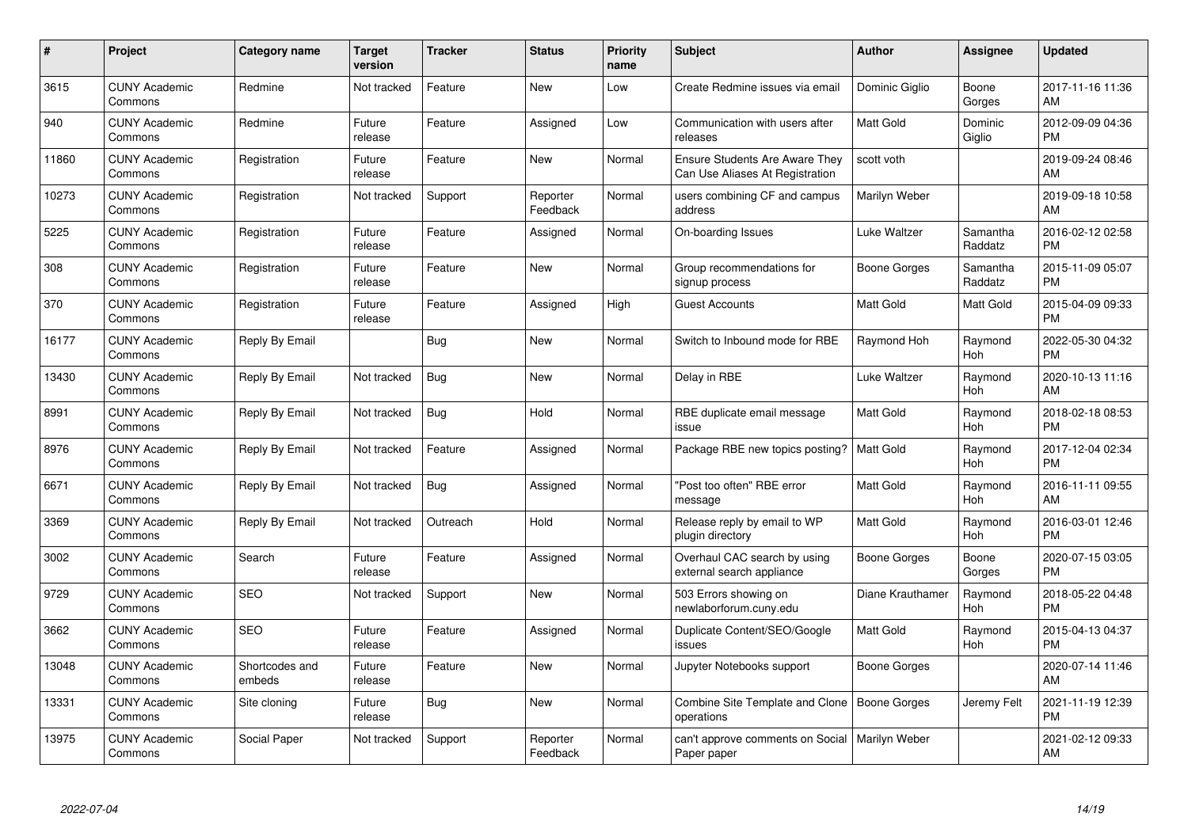| # | Project | Category name | Target version | Tracker | Status | Priority name | Subject | Author | Assignee | Updated |
|---|---|---|---|---|---|---|---|---|---|---|
| 3615 | CUNY Academic Commons | Redmine | Not tracked | Feature | New | Low | Create Redmine issues via email | Dominic Giglio | Boone Gorges | 2017-11-16 11:36 AM |
| 940 | CUNY Academic Commons | Redmine | Future release | Feature | Assigned | Low | Communication with users after releases | Matt Gold | Dominic Giglio | 2012-09-09 04:36 PM |
| 11860 | CUNY Academic Commons | Registration | Future release | Feature | New | Normal | Ensure Students Are Aware They Can Use Aliases At Registration | scott voth | | 2019-09-24 08:46 AM |
| 10273 | CUNY Academic Commons | Registration | Not tracked | Support | Reporter Feedback | Normal | users combining CF and campus address | Marilyn Weber | | 2019-09-18 10:58 AM |
| 5225 | CUNY Academic Commons | Registration | Future release | Feature | Assigned | Normal | On-boarding Issues | Luke Waltzer | Samantha Raddatz | 2016-02-12 02:58 PM |
| 308 | CUNY Academic Commons | Registration | Future release | Feature | New | Normal | Group recommendations for signup process | Boone Gorges | Samantha Raddatz | 2015-11-09 05:07 PM |
| 370 | CUNY Academic Commons | Registration | Future release | Feature | Assigned | High | Guest Accounts | Matt Gold | Matt Gold | 2015-04-09 09:33 PM |
| 16177 | CUNY Academic Commons | Reply By Email | | Bug | New | Normal | Switch to Inbound mode for RBE | Raymond Hoh | Raymond Hoh | 2022-05-30 04:32 PM |
| 13430 | CUNY Academic Commons | Reply By Email | Not tracked | Bug | New | Normal | Delay in RBE | Luke Waltzer | Raymond Hoh | 2020-10-13 11:16 AM |
| 8991 | CUNY Academic Commons | Reply By Email | Not tracked | Bug | Hold | Normal | RBE duplicate email message issue | Matt Gold | Raymond Hoh | 2018-02-18 08:53 PM |
| 8976 | CUNY Academic Commons | Reply By Email | Not tracked | Feature | Assigned | Normal | Package RBE new topics posting? | Matt Gold | Raymond Hoh | 2017-12-04 02:34 PM |
| 6671 | CUNY Academic Commons | Reply By Email | Not tracked | Bug | Assigned | Normal | "Post too often" RBE error message | Matt Gold | Raymond Hoh | 2016-11-11 09:55 AM |
| 3369 | CUNY Academic Commons | Reply By Email | Not tracked | Outreach | Hold | Normal | Release reply by email to WP plugin directory | Matt Gold | Raymond Hoh | 2016-03-01 12:46 PM |
| 3002 | CUNY Academic Commons | Search | Future release | Feature | Assigned | Normal | Overhaul CAC search by using external search appliance | Boone Gorges | Boone Gorges | 2020-07-15 03:05 PM |
| 9729 | CUNY Academic Commons | SEO | Not tracked | Support | New | Normal | 503 Errors showing on newlaborforum.cuny.edu | Diane Krauthamer | Raymond Hoh | 2018-05-22 04:48 PM |
| 3662 | CUNY Academic Commons | SEO | Future release | Feature | Assigned | Normal | Duplicate Content/SEO/Google issues | Matt Gold | Raymond Hoh | 2015-04-13 04:37 PM |
| 13048 | CUNY Academic Commons | Shortcodes and embeds | Future release | Feature | New | Normal | Jupyter Notebooks support | Boone Gorges | | 2020-07-14 11:46 AM |
| 13331 | CUNY Academic Commons | Site cloning | Future release | Bug | New | Normal | Combine Site Template and Clone operations | Boone Gorges | Jeremy Felt | 2021-11-19 12:39 PM |
| 13975 | CUNY Academic Commons | Social Paper | Not tracked | Support | Reporter Feedback | Normal | can't approve comments on Social Paper paper | Marilyn Weber | | 2021-02-12 09:33 AM |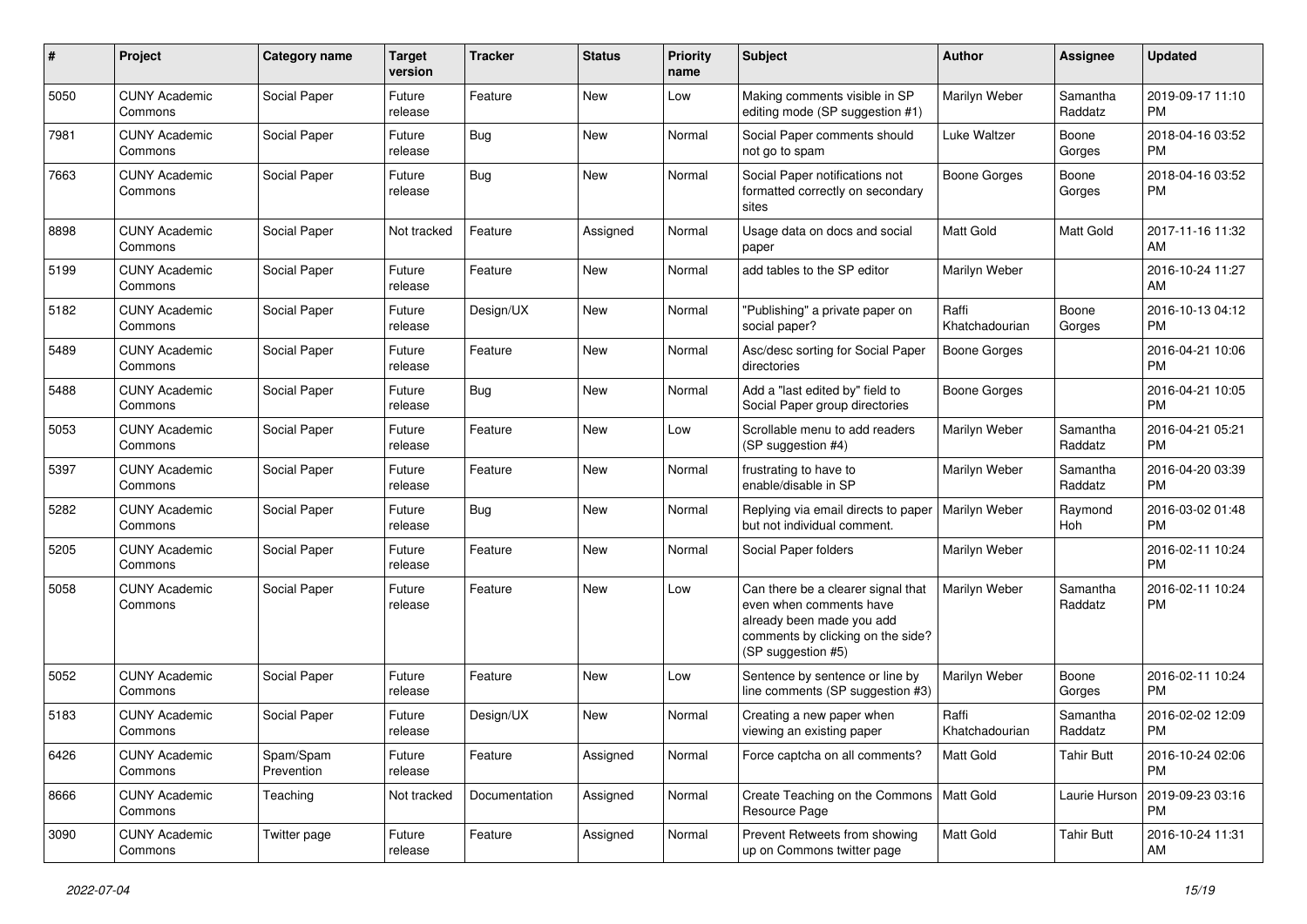| # | Project | Category name | Target version | Tracker | Status | Priority name | Subject | Author | Assignee | Updated |
|---|---|---|---|---|---|---|---|---|---|---|
| 5050 | CUNY Academic Commons | Social Paper | Future release | Feature | New | Low | Making comments visible in SP editing mode (SP suggestion #1) | Marilyn Weber | Samantha Raddatz | 2019-09-17 11:10 PM |
| 7981 | CUNY Academic Commons | Social Paper | Future release | Bug | New | Normal | Social Paper comments should not go to spam | Luke Waltzer | Boone Gorges | 2018-04-16 03:52 PM |
| 7663 | CUNY Academic Commons | Social Paper | Future release | Bug | New | Normal | Social Paper notifications not formatted correctly on secondary sites | Boone Gorges | Boone Gorges | 2018-04-16 03:52 PM |
| 8898 | CUNY Academic Commons | Social Paper | Not tracked | Feature | Assigned | Normal | Usage data on docs and social paper | Matt Gold | Matt Gold | 2017-11-16 11:32 AM |
| 5199 | CUNY Academic Commons | Social Paper | Future release | Feature | New | Normal | add tables to the SP editor | Marilyn Weber | | 2016-10-24 11:27 AM |
| 5182 | CUNY Academic Commons | Social Paper | Future release | Design/UX | New | Normal | "Publishing" a private paper on social paper? | Raffi Khatchadourian | Boone Gorges | 2016-10-13 04:12 PM |
| 5489 | CUNY Academic Commons | Social Paper | Future release | Feature | New | Normal | Asc/desc sorting for Social Paper directories | Boone Gorges | | 2016-04-21 10:06 PM |
| 5488 | CUNY Academic Commons | Social Paper | Future release | Bug | New | Normal | Add a "last edited by" field to Social Paper group directories | Boone Gorges | | 2016-04-21 10:05 PM |
| 5053 | CUNY Academic Commons | Social Paper | Future release | Feature | New | Low | Scrollable menu to add readers (SP suggestion #4) | Marilyn Weber | Samantha Raddatz | 2016-04-21 05:21 PM |
| 5397 | CUNY Academic Commons | Social Paper | Future release | Feature | New | Normal | frustrating to have to enable/disable in SP | Marilyn Weber | Samantha Raddatz | 2016-04-20 03:39 PM |
| 5282 | CUNY Academic Commons | Social Paper | Future release | Bug | New | Normal | Replying via email directs to paper but not individual comment. | Marilyn Weber | Raymond Hoh | 2016-03-02 01:48 PM |
| 5205 | CUNY Academic Commons | Social Paper | Future release | Feature | New | Normal | Social Paper folders | Marilyn Weber | | 2016-02-11 10:24 PM |
| 5058 | CUNY Academic Commons | Social Paper | Future release | Feature | New | Low | Can there be a clearer signal that even when comments have already been made you add comments by clicking on the side? (SP suggestion #5) | Marilyn Weber | Samantha Raddatz | 2016-02-11 10:24 PM |
| 5052 | CUNY Academic Commons | Social Paper | Future release | Feature | New | Low | Sentence by sentence or line by line comments (SP suggestion #3) | Marilyn Weber | Boone Gorges | 2016-02-11 10:24 PM |
| 5183 | CUNY Academic Commons | Social Paper | Future release | Design/UX | New | Normal | Creating a new paper when viewing an existing paper | Raffi Khatchadourian | Samantha Raddatz | 2016-02-02 12:09 PM |
| 6426 | CUNY Academic Commons | Spam/Spam Prevention | Future release | Feature | Assigned | Normal | Force captcha on all comments? | Matt Gold | Tahir Butt | 2016-10-24 02:06 PM |
| 8666 | CUNY Academic Commons | Teaching | Not tracked | Documentation | Assigned | Normal | Create Teaching on the Commons Resource Page | Matt Gold | Laurie Hurson | 2019-09-23 03:16 PM |
| 3090 | CUNY Academic Commons | Twitter page | Future release | Feature | Assigned | Normal | Prevent Retweets from showing up on Commons twitter page | Matt Gold | Tahir Butt | 2016-10-24 11:31 AM |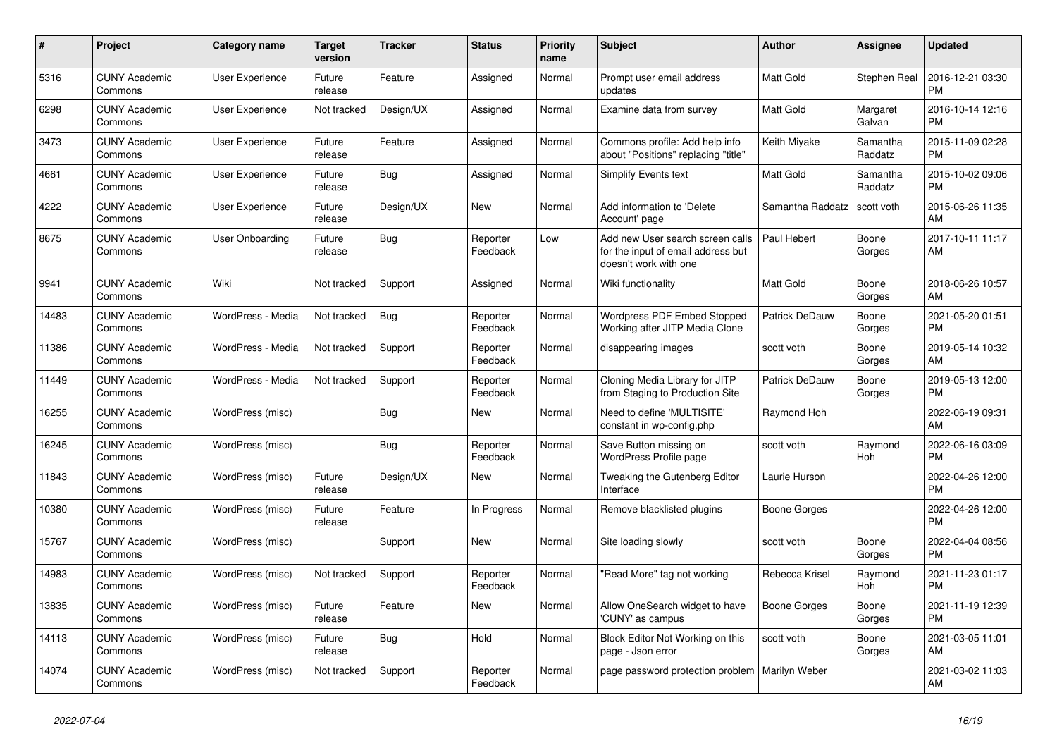| # | Project | Category name | Target version | Tracker | Status | Priority name | Subject | Author | Assignee | Updated |
|---|---|---|---|---|---|---|---|---|---|---|
| 5316 | CUNY Academic Commons | User Experience | Future release | Feature | Assigned | Normal | Prompt user email address updates | Matt Gold | Stephen Real | 2016-12-21 03:30 PM |
| 6298 | CUNY Academic Commons | User Experience | Not tracked | Design/UX | Assigned | Normal | Examine data from survey | Matt Gold | Margaret Galvan | 2016-10-14 12:16 PM |
| 3473 | CUNY Academic Commons | User Experience | Future release | Feature | Assigned | Normal | Commons profile: Add help info about "Positions" replacing "title" | Keith Miyake | Samantha Raddatz | 2015-11-09 02:28 PM |
| 4661 | CUNY Academic Commons | User Experience | Future release | Bug | Assigned | Normal | Simplify Events text | Matt Gold | Samantha Raddatz | 2015-10-02 09:06 PM |
| 4222 | CUNY Academic Commons | User Experience | Future release | Design/UX | New | Normal | Add information to 'Delete Account' page | Samantha Raddatz | scott voth | 2015-06-26 11:35 AM |
| 8675 | CUNY Academic Commons | User Onboarding | Future release | Bug | Reporter Feedback | Low | Add new User search screen calls for the input of email address but doesn't work with one | Paul Hebert | Boone Gorges | 2017-10-11 11:17 AM |
| 9941 | CUNY Academic Commons | Wiki | Not tracked | Support | Assigned | Normal | Wiki functionality | Matt Gold | Boone Gorges | 2018-06-26 10:57 AM |
| 14483 | CUNY Academic Commons | WordPress - Media | Not tracked | Bug | Reporter Feedback | Normal | Wordpress PDF Embed Stopped Working after JITP Media Clone | Patrick DeDauw | Boone Gorges | 2021-05-20 01:51 PM |
| 11386 | CUNY Academic Commons | WordPress - Media | Not tracked | Support | Reporter Feedback | Normal | disappearing images | scott voth | Boone Gorges | 2019-05-14 10:32 AM |
| 11449 | CUNY Academic Commons | WordPress - Media | Not tracked | Support | Reporter Feedback | Normal | Cloning Media Library for JITP from Staging to Production Site | Patrick DeDauw | Boone Gorges | 2019-05-13 12:00 PM |
| 16255 | CUNY Academic Commons | WordPress (misc) | | Bug | New | Normal | Need to define 'MULTISITE' constant in wp-config.php | Raymond Hoh | | 2022-06-19 09:31 AM |
| 16245 | CUNY Academic Commons | WordPress (misc) | | Bug | Reporter Feedback | Normal | Save Button missing on WordPress Profile page | scott voth | Raymond Hoh | 2022-06-16 03:09 PM |
| 11843 | CUNY Academic Commons | WordPress (misc) | Future release | Design/UX | New | Normal | Tweaking the Gutenberg Editor Interface | Laurie Hurson | | 2022-04-26 12:00 PM |
| 10380 | CUNY Academic Commons | WordPress (misc) | Future release | Feature | In Progress | Normal | Remove blacklisted plugins | Boone Gorges | | 2022-04-26 12:00 PM |
| 15767 | CUNY Academic Commons | WordPress (misc) | | Support | New | Normal | Site loading slowly | scott voth | Boone Gorges | 2022-04-04 08:56 PM |
| 14983 | CUNY Academic Commons | WordPress (misc) | Not tracked | Support | Reporter Feedback | Normal | "Read More" tag not working | Rebecca Krisel | Raymond Hoh | 2021-11-23 01:17 PM |
| 13835 | CUNY Academic Commons | WordPress (misc) | Future release | Feature | New | Normal | Allow OneSearch widget to have 'CUNY' as campus | Boone Gorges | Boone Gorges | 2021-11-19 12:39 PM |
| 14113 | CUNY Academic Commons | WordPress (misc) | Future release | Bug | Hold | Normal | Block Editor Not Working on this page - Json error | scott voth | Boone Gorges | 2021-03-05 11:01 AM |
| 14074 | CUNY Academic Commons | WordPress (misc) | Not tracked | Support | Reporter Feedback | Normal | page password protection problem | Marilyn Weber | | 2021-03-02 11:03 AM |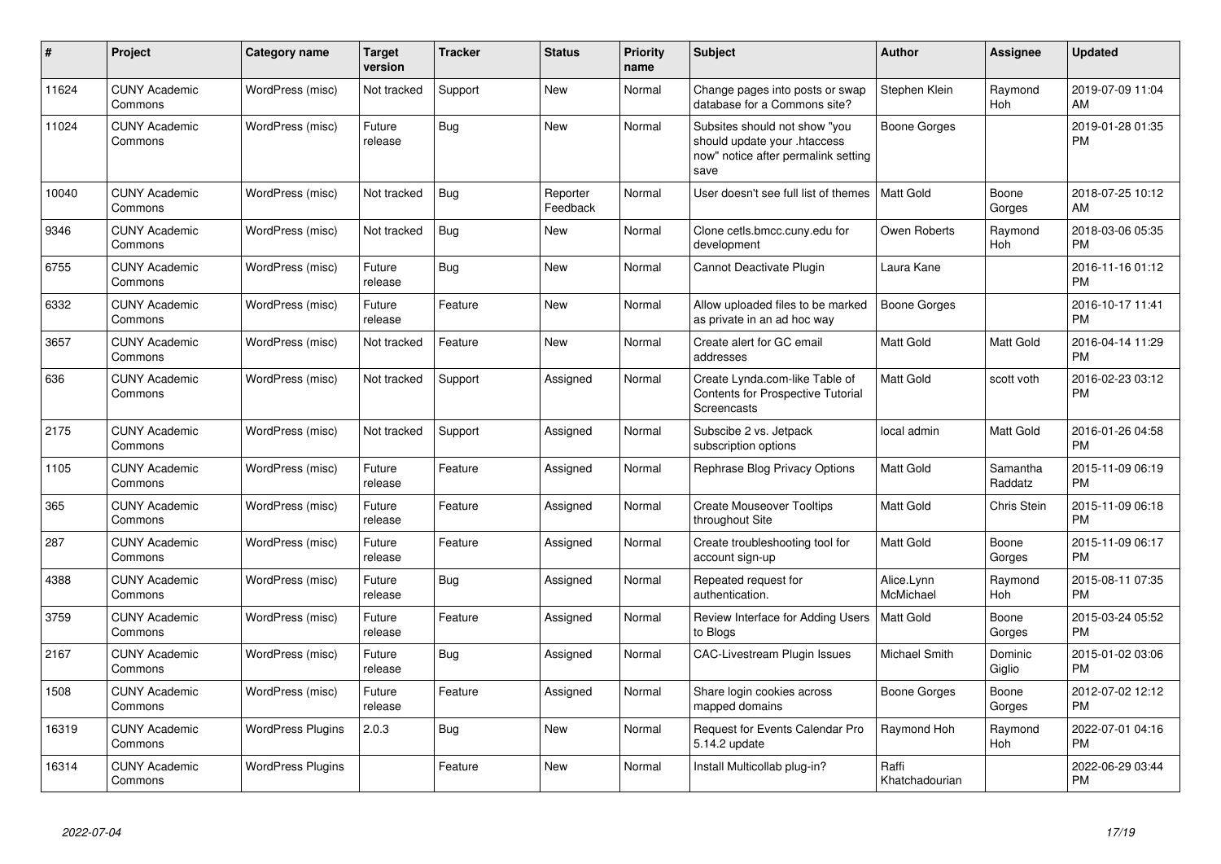| # | Project | Category name | Target version | Tracker | Status | Priority name | Subject | Author | Assignee | Updated |
|---|---|---|---|---|---|---|---|---|---|---|
| 11624 | CUNY Academic Commons | WordPress (misc) | Not tracked | Support | New | Normal | Change pages into posts or swap database for a Commons site? | Stephen Klein | Raymond Hoh | 2019-07-09 11:04 AM |
| 11024 | CUNY Academic Commons | WordPress (misc) | Future release | Bug | New | Normal | Subsites should not show "you should update your .htaccess now" notice after permalink setting save | Boone Gorges | | 2019-01-28 01:35 PM |
| 10040 | CUNY Academic Commons | WordPress (misc) | Not tracked | Bug | Reporter Feedback | Normal | User doesn't see full list of themes | Matt Gold | Boone Gorges | 2018-07-25 10:12 AM |
| 9346 | CUNY Academic Commons | WordPress (misc) | Not tracked | Bug | New | Normal | Clone cetls.bmcc.cuny.edu for development | Owen Roberts | Raymond Hoh | 2018-03-06 05:35 PM |
| 6755 | CUNY Academic Commons | WordPress (misc) | Future release | Bug | New | Normal | Cannot Deactivate Plugin | Laura Kane | | 2016-11-16 01:12 PM |
| 6332 | CUNY Academic Commons | WordPress (misc) | Future release | Feature | New | Normal | Allow uploaded files to be marked as private in an ad hoc way | Boone Gorges | | 2016-10-17 11:41 PM |
| 3657 | CUNY Academic Commons | WordPress (misc) | Not tracked | Feature | New | Normal | Create alert for GC email addresses | Matt Gold | Matt Gold | 2016-04-14 11:29 PM |
| 636 | CUNY Academic Commons | WordPress (misc) | Not tracked | Support | Assigned | Normal | Create Lynda.com-like Table of Contents for Prospective Tutorial Screencasts | Matt Gold | scott voth | 2016-02-23 03:12 PM |
| 2175 | CUNY Academic Commons | WordPress (misc) | Not tracked | Support | Assigned | Normal | Subscibe 2 vs. Jetpack subscription options | local admin | Matt Gold | 2016-01-26 04:58 PM |
| 1105 | CUNY Academic Commons | WordPress (misc) | Future release | Feature | Assigned | Normal | Rephrase Blog Privacy Options | Matt Gold | Samantha Raddatz | 2015-11-09 06:19 PM |
| 365 | CUNY Academic Commons | WordPress (misc) | Future release | Feature | Assigned | Normal | Create Mouseover Tooltips throughout Site | Matt Gold | Chris Stein | 2015-11-09 06:18 PM |
| 287 | CUNY Academic Commons | WordPress (misc) | Future release | Feature | Assigned | Normal | Create troubleshooting tool for account sign-up | Matt Gold | Boone Gorges | 2015-11-09 06:17 PM |
| 4388 | CUNY Academic Commons | WordPress (misc) | Future release | Bug | Assigned | Normal | Repeated request for authentication. | Alice.Lynn McMichael | Raymond Hoh | 2015-08-11 07:35 PM |
| 3759 | CUNY Academic Commons | WordPress (misc) | Future release | Feature | Assigned | Normal | Review Interface for Adding Users to Blogs | Matt Gold | Boone Gorges | 2015-03-24 05:52 PM |
| 2167 | CUNY Academic Commons | WordPress (misc) | Future release | Bug | Assigned | Normal | CAC-Livestream Plugin Issues | Michael Smith | Dominic Giglio | 2015-01-02 03:06 PM |
| 1508 | CUNY Academic Commons | WordPress (misc) | Future release | Feature | Assigned | Normal | Share login cookies across mapped domains | Boone Gorges | Boone Gorges | 2012-07-02 12:12 PM |
| 16319 | CUNY Academic Commons | WordPress Plugins | 2.0.3 | Bug | New | Normal | Request for Events Calendar Pro 5.14.2 update | Raymond Hoh | Raymond Hoh | 2022-07-01 04:16 PM |
| 16314 | CUNY Academic Commons | WordPress Plugins | | Feature | New | Normal | Install Multicollab plug-in? | Raffi Khatchadourian | | 2022-06-29 03:44 PM |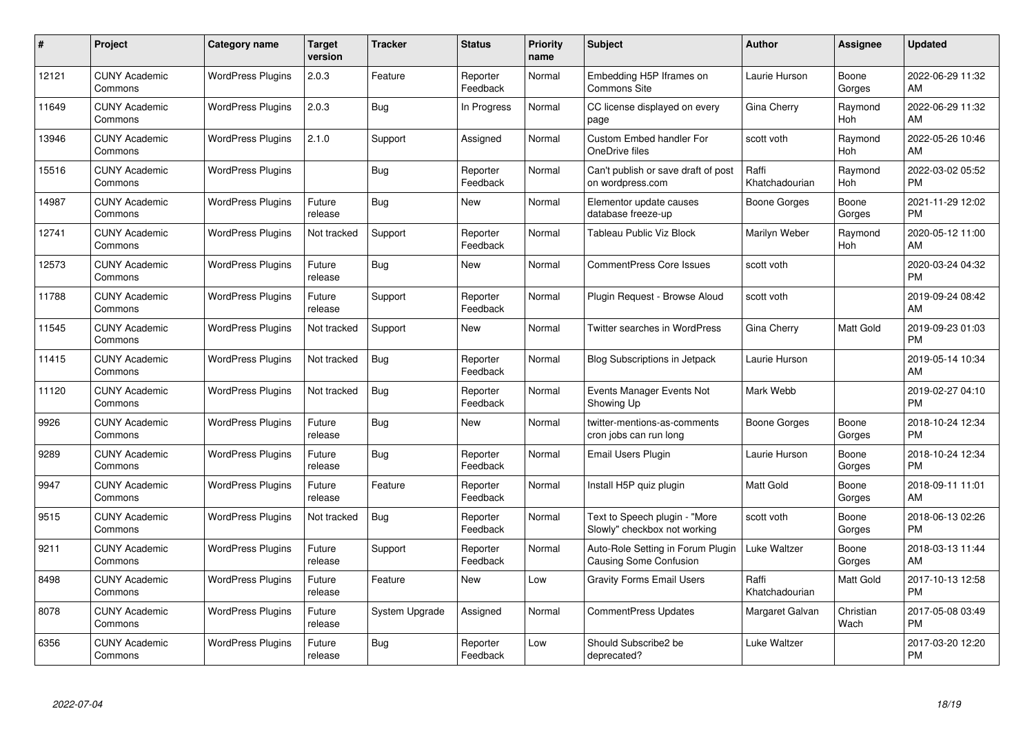| # | Project | Category name | Target version | Tracker | Status | Priority name | Subject | Author | Assignee | Updated |
|---|---|---|---|---|---|---|---|---|---|---|
| 12121 | CUNY Academic Commons | WordPress Plugins | 2.0.3 | Feature | Reporter Feedback | Normal | Embedding H5P Iframes on Commons Site | Laurie Hurson | Boone Gorges | 2022-06-29 11:32 AM |
| 11649 | CUNY Academic Commons | WordPress Plugins | 2.0.3 | Bug | In Progress | Normal | CC license displayed on every page | Gina Cherry | Raymond Hoh | 2022-06-29 11:32 AM |
| 13946 | CUNY Academic Commons | WordPress Plugins | 2.1.0 | Support | Assigned | Normal | Custom Embed handler For OneDrive files | scott voth | Raymond Hoh | 2022-05-26 10:46 AM |
| 15516 | CUNY Academic Commons | WordPress Plugins | | Bug | Reporter Feedback | Normal | Can't publish or save draft of post on wordpress.com | Raffi Khatchadourian | Raymond Hoh | 2022-03-02 05:52 PM |
| 14987 | CUNY Academic Commons | WordPress Plugins | Future release | Bug | New | Normal | Elementor update causes database freeze-up | Boone Gorges | Boone Gorges | 2021-11-29 12:02 PM |
| 12741 | CUNY Academic Commons | WordPress Plugins | Not tracked | Support | Reporter Feedback | Normal | Tableau Public Viz Block | Marilyn Weber | Raymond Hoh | 2020-05-12 11:00 AM |
| 12573 | CUNY Academic Commons | WordPress Plugins | Future release | Bug | New | Normal | CommentPress Core Issues | scott voth | | 2020-03-24 04:32 PM |
| 11788 | CUNY Academic Commons | WordPress Plugins | Future release | Support | Reporter Feedback | Normal | Plugin Request - Browse Aloud | scott voth | | 2019-09-24 08:42 AM |
| 11545 | CUNY Academic Commons | WordPress Plugins | Not tracked | Support | New | Normal | Twitter searches in WordPress | Gina Cherry | Matt Gold | 2019-09-23 01:03 PM |
| 11415 | CUNY Academic Commons | WordPress Plugins | Not tracked | Bug | Reporter Feedback | Normal | Blog Subscriptions in Jetpack | Laurie Hurson | | 2019-05-14 10:34 AM |
| 11120 | CUNY Academic Commons | WordPress Plugins | Not tracked | Bug | Reporter Feedback | Normal | Events Manager Events Not Showing Up | Mark Webb | | 2019-02-27 04:10 PM |
| 9926 | CUNY Academic Commons | WordPress Plugins | Future release | Bug | New | Normal | twitter-mentions-as-comments cron jobs can run long | Boone Gorges | Boone Gorges | 2018-10-24 12:34 PM |
| 9289 | CUNY Academic Commons | WordPress Plugins | Future release | Bug | Reporter Feedback | Normal | Email Users Plugin | Laurie Hurson | Boone Gorges | 2018-10-24 12:34 PM |
| 9947 | CUNY Academic Commons | WordPress Plugins | Future release | Feature | Reporter Feedback | Normal | Install H5P quiz plugin | Matt Gold | Boone Gorges | 2018-09-11 11:01 AM |
| 9515 | CUNY Academic Commons | WordPress Plugins | Not tracked | Bug | Reporter Feedback | Normal | Text to Speech plugin - "More Slowly" checkbox not working | scott voth | Boone Gorges | 2018-06-13 02:26 PM |
| 9211 | CUNY Academic Commons | WordPress Plugins | Future release | Support | Reporter Feedback | Normal | Auto-Role Setting in Forum Plugin Causing Some Confusion | Luke Waltzer | Boone Gorges | 2018-03-13 11:44 AM |
| 8498 | CUNY Academic Commons | WordPress Plugins | Future release | Feature | New | Low | Gravity Forms Email Users | Raffi Khatchadourian | Matt Gold | 2017-10-13 12:58 PM |
| 8078 | CUNY Academic Commons | WordPress Plugins | Future release | System Upgrade | Assigned | Normal | CommentPress Updates | Margaret Galvan | Christian Wach | 2017-05-08 03:49 PM |
| 6356 | CUNY Academic Commons | WordPress Plugins | Future release | Bug | Reporter Feedback | Low | Should Subscribe2 be deprecated? | Luke Waltzer | | 2017-03-20 12:20 PM |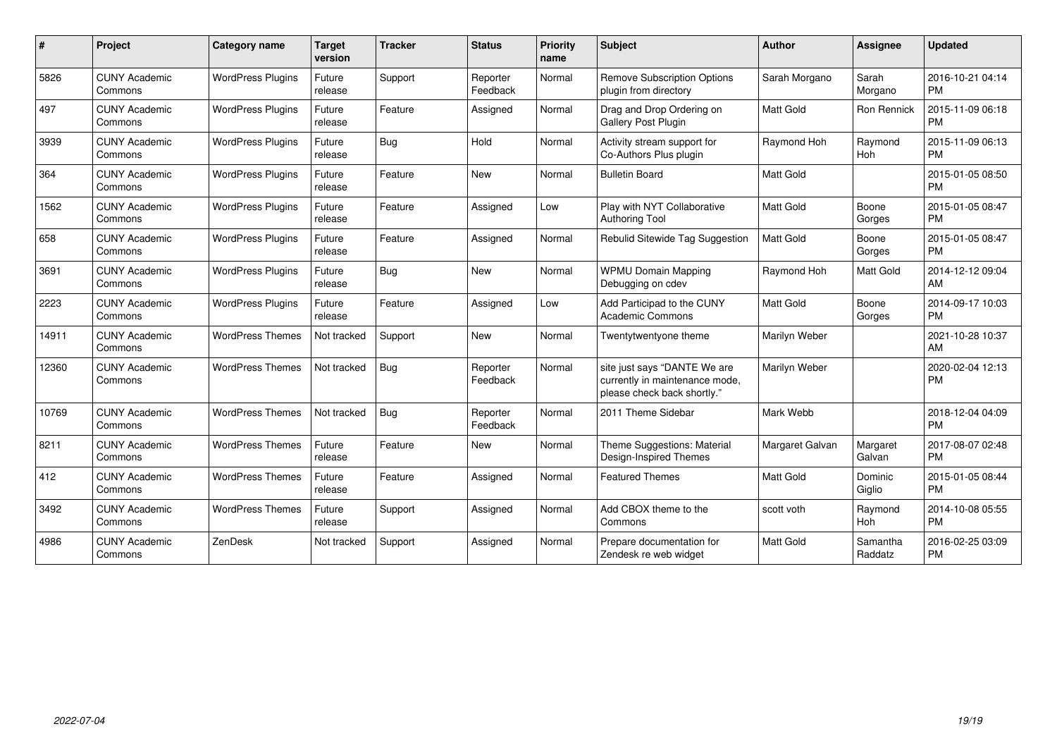| # | Project | Category name | Target version | Tracker | Status | Priority name | Subject | Author | Assignee | Updated |
|---|---|---|---|---|---|---|---|---|---|---|
| 5826 | CUNY Academic Commons | WordPress Plugins | Future release | Support | Reporter Feedback | Normal | Remove Subscription Options plugin from directory | Sarah Morgano | Sarah Morgano | 2016-10-21 04:14 PM |
| 497 | CUNY Academic Commons | WordPress Plugins | Future release | Feature | Assigned | Normal | Drag and Drop Ordering on Gallery Post Plugin | Matt Gold | Ron Rennick | 2015-11-09 06:18 PM |
| 3939 | CUNY Academic Commons | WordPress Plugins | Future release | Bug | Hold | Normal | Activity stream support for Co-Authors Plus plugin | Raymond Hoh | Raymond Hoh | 2015-11-09 06:13 PM |
| 364 | CUNY Academic Commons | WordPress Plugins | Future release | Feature | New | Normal | Bulletin Board | Matt Gold | | 2015-01-05 08:50 PM |
| 1562 | CUNY Academic Commons | WordPress Plugins | Future release | Feature | Assigned | Low | Play with NYT Collaborative Authoring Tool | Matt Gold | Boone Gorges | 2015-01-05 08:47 PM |
| 658 | CUNY Academic Commons | WordPress Plugins | Future release | Feature | Assigned | Normal | Rebulid Sitewide Tag Suggestion | Matt Gold | Boone Gorges | 2015-01-05 08:47 PM |
| 3691 | CUNY Academic Commons | WordPress Plugins | Future release | Bug | New | Normal | WPMU Domain Mapping Debugging on cdev | Raymond Hoh | Matt Gold | 2014-12-12 09:04 AM |
| 2223 | CUNY Academic Commons | WordPress Plugins | Future release | Feature | Assigned | Low | Add Participad to the CUNY Academic Commons | Matt Gold | Boone Gorges | 2014-09-17 10:03 PM |
| 14911 | CUNY Academic Commons | WordPress Themes | Not tracked | Support | New | Normal | Twentytwentyone theme | Marilyn Weber | | 2021-10-28 10:37 AM |
| 12360 | CUNY Academic Commons | WordPress Themes | Not tracked | Bug | Reporter Feedback | Normal | site just says "DANTE We are currently in maintenance mode, please check back shortly." | Marilyn Weber | | 2020-02-04 12:13 PM |
| 10769 | CUNY Academic Commons | WordPress Themes | Not tracked | Bug | Reporter Feedback | Normal | 2011 Theme Sidebar | Mark Webb | | 2018-12-04 04:09 PM |
| 8211 | CUNY Academic Commons | WordPress Themes | Future release | Feature | New | Normal | Theme Suggestions: Material Design-Inspired Themes | Margaret Galvan | Margaret Galvan | 2017-08-07 02:48 PM |
| 412 | CUNY Academic Commons | WordPress Themes | Future release | Feature | Assigned | Normal | Featured Themes | Matt Gold | Dominic Giglio | 2015-01-05 08:44 PM |
| 3492 | CUNY Academic Commons | WordPress Themes | Future release | Support | Assigned | Normal | Add CBOX theme to the Commons | scott voth | Raymond Hoh | 2014-10-08 05:55 PM |
| 4986 | CUNY Academic Commons | ZenDesk | Not tracked | Support | Assigned | Normal | Prepare documentation for Zendesk re web widget | Matt Gold | Samantha Raddatz | 2016-02-25 03:09 PM |